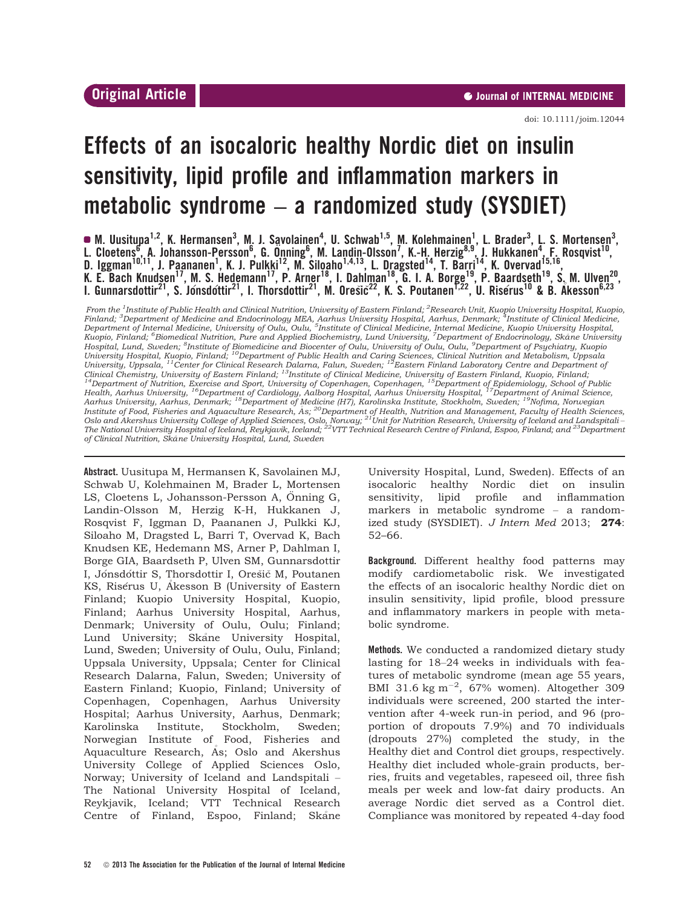Original Article

doi: 10.1111/joim.12044

# Effects of an isocaloric healthy Nordic diet on insulin sensitivity, lipid profile and inflammation markers in metabolic syndrome – a randomized study (SYSDIET)

M. Uusitupa[1,2], K. Hermansen[3], M. J. Savolainen[4], U. Schwab[1,5], M. Kolehmainen[1], L. Brader[3], L. S. Mortensen[3], L. Cloetens[6], A. Johansson-Persson[6], G. Önning[6], M. Landin-Olsson[7], K.-H. Herzig[8,9], J. Hukkanen[4], F. Rosqvist[10], D. Iggman[10,11], J. Paananen[1], K. J. Pulkki[12], M. Siloaho[1,4,13], L. Dragsted[14], T. Barri[14], K. Overvad[15,16], K. E. Bach Knudsen[17], M. S. Hedemann[17], P. Arner[18], I. Dahlman[18], G. I. A. Borge[19], P. Baardseth[19], S. M. Ulven[20], I. Gunnarsdottir[21], S. Jónsdóttir[21], I. Thorsdottir[21], M. Orešič[22], K. S. Poutanen[1,22], U. Risérus[10] & B. Åkesson[6,23]

*From the [1]Institute of Public Health and Clinical Nutrition, University of Eastern Finland; [2]Research Unit, Kuopio University Hospital, Kuopio, Finland; [3]Department of Medicine and Endocrinology MEA, Aarhus University Hospital, Aarhus, Denmark; [4]Institute of Clinical Medicine, Department of Internal Medicine, University of Oulu, Oulu, [5]Institute of Clinical Medicine, Internal Medicine, Kuopio University Hospital, Kuopio, Finland; [6]Biomedical Nutrition, Pure and Applied Biochemistry, Lund University, [7]Department of Endocrinology, Skåne University Hospital, Lund, Sweden; [8]Institute of Biomedicine and Biocenter of Oulu, University of Oulu, Oulu, [9]Department of Psychiatry, Kuopio University Hospital, Kuopio, Finland; [10]Department of Public Health and Caring Sciences, Clinical Nutrition and Metabolism, Uppsala University, Uppsala, [11]Center for Clinical Research Dalarna, Falun, Sweden; [12]Eastern Finland Laboratory Centre and Department of Clinical Chemistry, University of Eastern Finland; [13]Institute of Clinical Medicine, University of Eastern Finland, Kuopio, Finland; [14]Department of Nutrition, Exercise and Sport, University of Copenhagen, Copenhagen, [15]Department of Epidemiology, School of Public Health, Aarhus University, [16]Department of Cardiology, Aalborg Hospital, Aarhus University Hospital, [17]Department of Animal Science, Aarhus University, Aarhus, Denmark; [18]Department of Medicine (H7), Karolinska Institute, Stockholm, Sweden; [19]Nofima, Norwegian Institute of Food, Fisheries and Aquaculture Research, Ås; [20]Department of Health, Nutrition and Management, Faculty of Health Sciences, Oslo and Akershus University College of Applied Sciences, Oslo, Norway; [21]Unit for Nutrition Research, University of Iceland and Landspitali – The National University Hospital of Iceland, Reykjavik, Iceland; [22]VTT Technical Research Centre of Finland, Espoo, Finland; and [23]Department of Clinical Nutrition, Skåne University Hospital, Lund, Sweden*

**Abstract.** Uusitupa M, Hermansen K, Savolainen MJ, Schwab U, Kolehmainen M, Brader L, Mortensen LS, Cloetens L, Johansson-Persson A, Önning G, Landin-Olsson M, Herzig K-H, Hukkanen J, Rosqvist F, Iggman D, Paananen J, Pulkki KJ, Siloaho M, Dragsted L, Barri T, Overvad K, Bach Knudsen KE, Hedemann MS, Arner P, Dahlman I, Borge GIA, Baardseth P, Ulven SM, Gunnarsdottir I, Jónsdóttir S, Thorsdottir I, Orešič M, Poutanen KS, Risérus U, Åkesson B (University of Eastern Finland; Kuopio University Hospital, Kuopio, Finland; Aarhus University Hospital, Aarhus, Denmark; University of Oulu, Oulu; Finland; Lund University; Skåne University Hospital, Lund, Sweden; University of Oulu, Oulu, Finland; Uppsala University, Uppsala; Center for Clinical Research Dalarna, Falun, Sweden; University of Eastern Finland; Kuopio, Finland; University of Copenhagen, Copenhagen, Aarhus University Hospital; Aarhus University, Aarhus, Denmark; Karolinska Institute, Stockholm, Sweden; Norwegian Institute of Food, Fisheries and Aquaculture Research, Ås; Oslo and Akershus University College of Applied Sciences Oslo, Norway; University of Iceland and Landspitali – The National University Hospital of Iceland, Reykjavik, Iceland; VTT Technical Research Centre of Finland, Espoo, Finland; Skåne University Hospital, Lund, Sweden). Effects of an isocaloric healthy Nordic diet on insulin sensitivity, lipid profile and inflammation markers in metabolic syndrome – a randomized study (SYSDIET). *J Intern Med* 2013; **274**: 52–66.

**Background.** Different healthy food patterns may modify cardiometabolic risk. We investigated the effects of an isocaloric healthy Nordic diet on insulin sensitivity, lipid profile, blood pressure and inflammatory markers in people with metabolic syndrome.

**Methods.** We conducted a randomized dietary study lasting for 18–24 weeks in individuals with features of metabolic syndrome (mean age 55 years, BMI 31.6 kg m$^{-2}$, 67% women). Altogether 309 individuals were screened, 200 started the intervention after 4-week run-in period, and 96 (proportion of dropouts 7.9%) and 70 individuals (dropouts 27%) completed the study, in the Healthy diet and Control diet groups, respectively. Healthy diet included whole-grain products, berries, fruits and vegetables, rapeseed oil, three fish meals per week and low-fat dairy products. An average Nordic diet served as a Control diet. Compliance was monitored by repeated 4-day food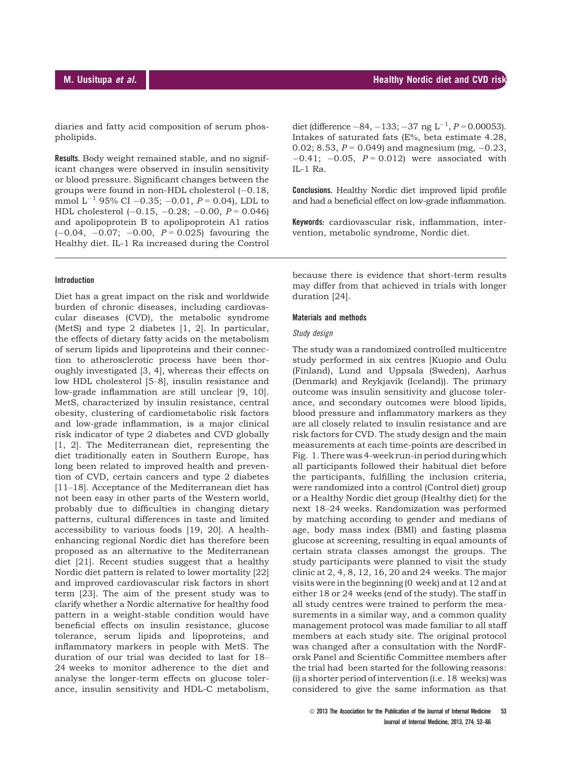diaries and fatty acid composition of serum phospholipids.

**Results.** Body weight remained stable, and no significant changes were observed in insulin sensitivity or blood pressure. Significant changes between the groups were found in non-HDL cholesterol (−0.18, mmol $L^{-1}$ 95% CI −0.35; −0.01, $P = 0.04$), LDL to HDL cholesterol (−0.15, −0.28; −0.00, $P = 0.046$) and apolipoprotein B to apolipoprotein A1 ratios (−0.04, −0.07; −0.00, $P = 0.025$) favouring the Healthy diet. IL-1 Ra increased during the Control diet (difference −84, −133; −37 ng $L^{-1}$, $P = 0.00053$). Intakes of saturated fats (E%, beta estimate 4.28, 0.02; 8.53, $P = 0.049$) and magnesium (mg, −0.23, −0.41; −0.05, $P = 0.012$) were associated with IL-1 Ra.

**Conclusions.** Healthy Nordic diet improved lipid profile and had a beneficial effect on low-grade inflammation.

**Keywords:** cardiovascular risk, inflammation, intervention, metabolic syndrome, Nordic diet.

## Introduction

Diet has a great impact on the risk and worldwide burden of chronic diseases, including cardiovascular diseases (CVD), the metabolic syndrome (MetS) and type 2 diabetes [1, 2]. In particular, the effects of dietary fatty acids on the metabolism of serum lipids and lipoproteins and their connection to atherosclerotic process have been thoroughly investigated [3, 4], whereas their effects on low HDL cholesterol [5–8], insulin resistance and low-grade inflammation are still unclear [9, 10]. MetS, characterized by insulin resistance, central obesity, clustering of cardiometabolic risk factors and low-grade inflammation, is a major clinical risk indicator of type 2 diabetes and CVD globally [1, 2]. The Mediterranean diet, representing the diet traditionally eaten in Southern Europe, has long been related to improved health and prevention of CVD, certain cancers and type 2 diabetes [11–18]. Acceptance of the Mediterranean diet has not been easy in other parts of the Western world, probably due to difficulties in changing dietary patterns, cultural differences in taste and limited accessibility to various foods [19, 20]. A health-enhancing regional Nordic diet has therefore been proposed as an alternative to the Mediterranean diet [21]. Recent studies suggest that a healthy Nordic diet pattern is related to lower mortality [22] and improved cardiovascular risk factors in short term [23]. The aim of the present study was to clarify whether a Nordic alternative for healthy food pattern in a weight-stable condition would have beneficial effects on insulin resistance, glucose tolerance, serum lipids and lipoproteins, and inflammatory markers in people with MetS. The duration of our trial was decided to last for 18–24 weeks to monitor adherence to the diet and analyse the longer-term effects on glucose tolerance, insulin sensitivity and HDL-C metabolism, because there is evidence that short-term results may differ from that achieved in trials with longer duration [24].

## Materials and methods

### *Study design*

The study was a randomized controlled multicentre study performed in six centres [Kuopio and Oulu (Finland), Lund and Uppsala (Sweden), Aarhus (Denmark) and Reykjavik (Iceland)). The primary outcome was insulin sensitivity and glucose tolerance, and secondary outcomes were blood lipids, blood pressure and inflammatory markers as they are all closely related to insulin resistance and are risk factors for CVD. The study design and the main measurements at each time-points are described in Fig. 1. There was 4-week run-in period during which all participants followed their habitual diet before the participants, fulfilling the inclusion criteria, were randomized into a control (Control diet) group or a Healthy Nordic diet group (Healthy diet) for the next 18–24 weeks. Randomization was performed by matching according to gender and medians of age, body mass index (BMI) and fasting plasma glucose at screening, resulting in equal amounts of certain strata classes amongst the groups. The study participants were planned to visit the study clinic at 2, 4, 8, 12, 16, 20 and 24 weeks. The major visits were in the beginning (0 week) and at 12 and at either 18 or 24 weeks (end of the study). The staff in all study centres were trained to perform the measurements in a similar way, and a common quality management protocol was made familiar to all staff members at each study site. The original protocol was changed after a consultation with the NordForsk Panel and Scientific Committee members after the trial had been started for the following reasons: (i) a shorter period of intervention (i.e. 18 weeks) was considered to give the same information as that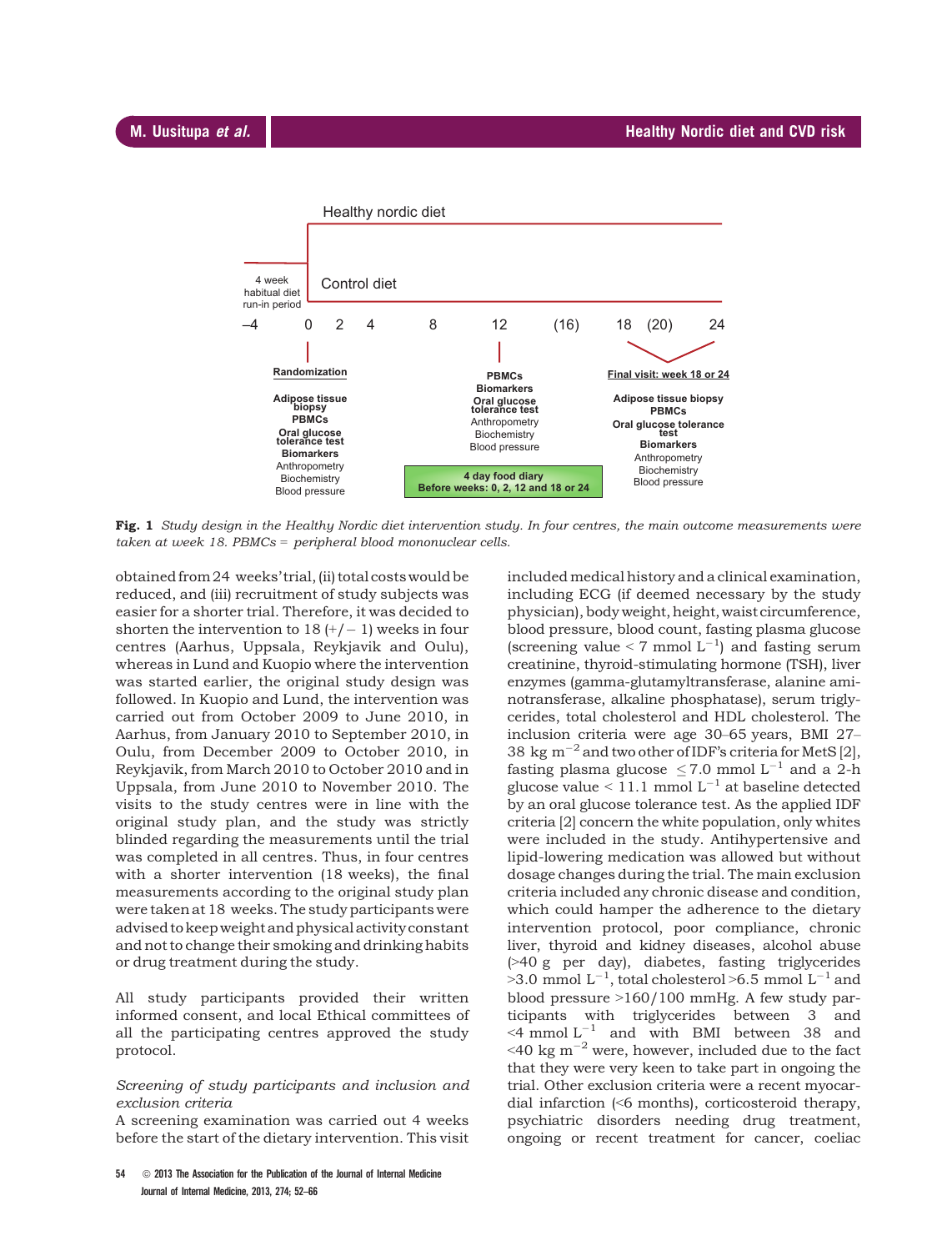Healthy nordic diet

4 week habitual diet run-in period

Control diet

–4 0 2 4 8 12 (16) 18 (20) 24

**Randomization**

**Adipose tissue biopsy**
**PBMCs**
**Oral glucose tolerance test**
**Biomarkers**
Anthropometry
Biochemistry
Blood pressure

**PBMCs**
**Biomarkers**
**Oral glucose tolerance test**
Anthropometry
Biochemistry
Blood pressure

**Final visit: week 18 or 24**

**Adipose tissue biopsy**
**PBMCs**
**Oral glucose tolerance test**
**Biomarkers**
Anthropometry
Biochemistry
Blood pressure

**4 day food diary**
**Before weeks: 0, 2, 12 and 18 or 24**

**Fig. 1** *Study design in the Healthy Nordic diet intervention study. In four centres, the main outcome measurements were taken at week 18. PBMCs = peripheral blood mononuclear cells.*

obtained from 24 weeks' trial, (ii) total costs would be reduced, and (iii) recruitment of study subjects was easier for a shorter trial. Therefore, it was decided to shorten the intervention to 18 (+/− 1) weeks in four centres (Aarhus, Uppsala, Reykjavik and Oulu), whereas in Lund and Kuopio where the intervention was started earlier, the original study design was followed. In Kuopio and Lund, the intervention was carried out from October 2009 to June 2010, in Aarhus, from January 2010 to September 2010, in Oulu, from December 2009 to October 2010, in Reykjavik, from March 2010 to October 2010 and in Uppsala, from June 2010 to November 2010. The visits to the study centres were in line with the original study plan, and the study was strictly blinded regarding the measurements until the trial was completed in all centres. Thus, in four centres with a shorter intervention (18 weeks), the final measurements according to the original study plan were taken at 18 weeks. The study participants were advised to keep weight and physical activity constant and not to change their smoking and drinking habits or drug treatment during the study.

All study participants provided their written informed consent, and local Ethical committees of all the participating centres approved the study protocol.

*Screening of study participants and inclusion and exclusion criteria*

A screening examination was carried out 4 weeks before the start of the dietary intervention. This visit included medical history and a clinical examination, including ECG (if deemed necessary by the study physician), body weight, height, waist circumference, blood pressure, blood count, fasting plasma glucose (screening value < 7 mmol $L^{-1}$) and fasting serum creatinine, thyroid-stimulating hormone (TSH), liver enzymes (gamma-glutamyltransferase, alanine aminotransferase, alkaline phosphatase), serum triglycerides, total cholesterol and HDL cholesterol. The inclusion criteria were age 30–65 years, BMI 27–38 kg $m^{-2}$ and two other of IDF's criteria for MetS [2], fasting plasma glucose $\leq$7.0 mmol $L^{-1}$ and a 2-h glucose value < 11.1 mmol $L^{-1}$ at baseline detected by an oral glucose tolerance test. As the applied IDF criteria [2] concern the white population, only whites were included in the study. Antihypertensive and lipid-lowering medication was allowed but without dosage changes during the trial. The main exclusion criteria included any chronic disease and condition, which could hamper the adherence to the dietary intervention protocol, poor compliance, chronic liver, thyroid and kidney diseases, alcohol abuse (>40 g per day), diabetes, fasting triglycerides >3.0 mmol $L^{-1}$, total cholesterol >6.5 mmol $L^{-1}$ and blood pressure >160/100 mmHg. A few study participants with triglycerides between 3 and <4 mmol $L^{-1}$ and with BMI between 38 and <40 kg $m^{-2}$ were, however, included due to the fact that they were very keen to take part in ongoing the trial. Other exclusion criteria were a recent myocardial infarction (<6 months), corticosteroid therapy, psychiatric disorders needing drug treatment, ongoing or recent treatment for cancer, coeliac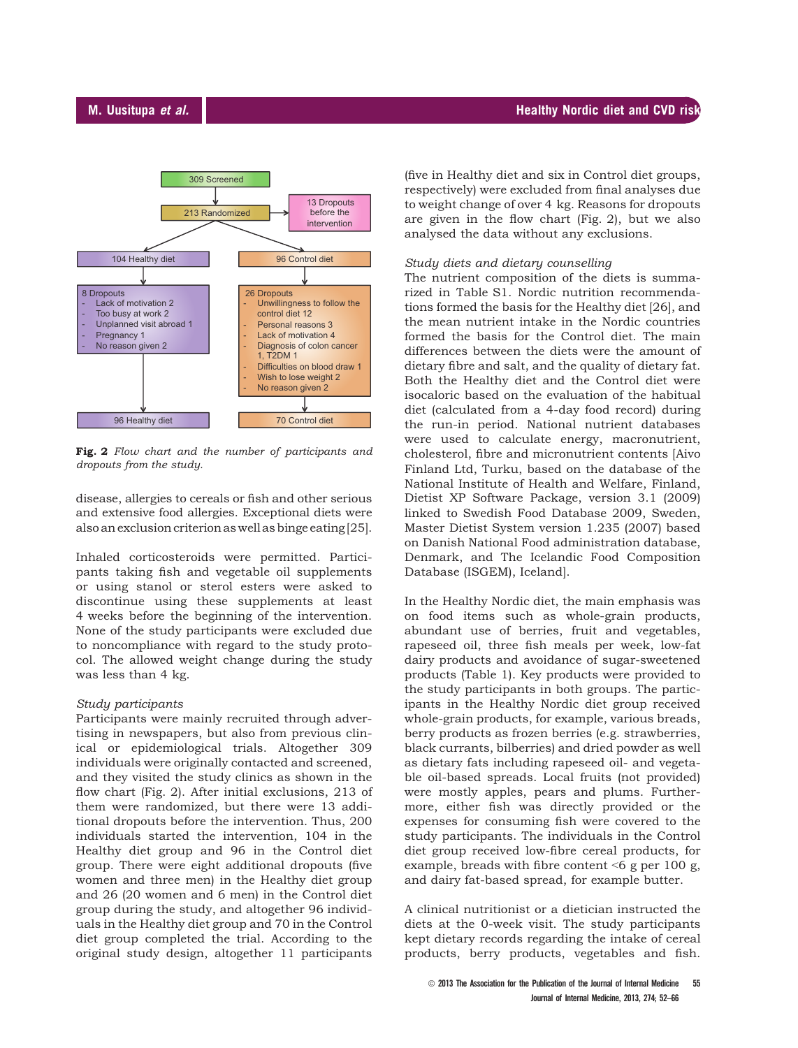309 Screened

213 Randomized → 13 Dropouts before the intervention

104 Healthy diet

8 Dropouts
- Lack of motivation 2
- Too busy at work 2
- Unplanned visit abroad 1
- Pregnancy 1
- No reason given 2

96 Healthy diet

96 Control diet

26 Dropouts
- Unwillingness to follow the control diet 12
- Personal reasons 3
- Lack of motivation 4
- Diagnosis of colon cancer 1, T2DM 1
- Difficulties on blood draw 1
- Wish to lose weight 2
- No reason given 2

70 Control diet

**Fig. 2** *Flow chart and the number of participants and dropouts from the study.*

disease, allergies to cereals or fish and other serious and extensive food allergies. Exceptional diets were also an exclusion criterion as well as binge eating [25].

Inhaled corticosteroids were permitted. Participants taking fish and vegetable oil supplements or using stanol or sterol esters were asked to discontinue using these supplements at least 4 weeks before the beginning of the intervention. None of the study participants were excluded due to noncompliance with regard to the study protocol. The allowed weight change during the study was less than 4 kg.

*Study participants*

Participants were mainly recruited through advertising in newspapers, but also from previous clinical or epidemiological trials. Altogether 309 individuals were originally contacted and screened, and they visited the study clinics as shown in the flow chart (Fig. 2). After initial exclusions, 213 of them were randomized, but there were 13 additional dropouts before the intervention. Thus, 200 individuals started the intervention, 104 in the Healthy diet group and 96 in the Control diet group. There were eight additional dropouts (five women and three men) in the Healthy diet group and 26 (20 women and 6 men) in the Control diet group during the study, and altogether 96 individuals in the Healthy diet group and 70 in the Control diet group completed the trial. According to the original study design, altogether 11 participants (five in Healthy diet and six in Control diet groups, respectively) were excluded from final analyses due to weight change of over 4 kg. Reasons for dropouts are given in the flow chart (Fig. 2), but we also analysed the data without any exclusions.

*Study diets and dietary counselling*

The nutrient composition of the diets is summarized in Table S1. Nordic nutrition recommendations formed the basis for the Healthy diet [26], and the mean nutrient intake in the Nordic countries formed the basis for the Control diet. The main differences between the diets were the amount of dietary fibre and salt, and the quality of dietary fat. Both the Healthy diet and the Control diet were isocaloric based on the evaluation of the habitual diet (calculated from a 4-day food record) during the run-in period. National nutrient databases were used to calculate energy, macronutrient, cholesterol, fibre and micronutrient contents [Aivo Finland Ltd, Turku, based on the database of the National Institute of Health and Welfare, Finland, Dietist XP Software Package, version 3.1 (2009) linked to Swedish Food Database 2009, Sweden, Master Dietist System version 1.235 (2007) based on Danish National Food administration database, Denmark, and The Icelandic Food Composition Database (ISGEM), Iceland].

In the Healthy Nordic diet, the main emphasis was on food items such as whole-grain products, abundant use of berries, fruit and vegetables, rapeseed oil, three fish meals per week, low-fat dairy products and avoidance of sugar-sweetened products (Table 1). Key products were provided to the study participants in both groups. The participants in the Healthy Nordic diet group received whole-grain products, for example, various breads, berry products as frozen berries (e.g. strawberries, black currants, bilberries) and dried powder as well as dietary fats including rapeseed oil- and vegetable oil-based spreads. Local fruits (not provided) were mostly apples, pears and plums. Furthermore, either fish was directly provided or the expenses for consuming fish were covered to the study participants. The individuals in the Control diet group received low-fibre cereal products, for example, breads with fibre content <6 g per 100 g, and dairy fat-based spread, for example butter.

A clinical nutritionist or a dietician instructed the diets at the 0-week visit. The study participants kept dietary records regarding the intake of cereal products, berry products, vegetables and fish.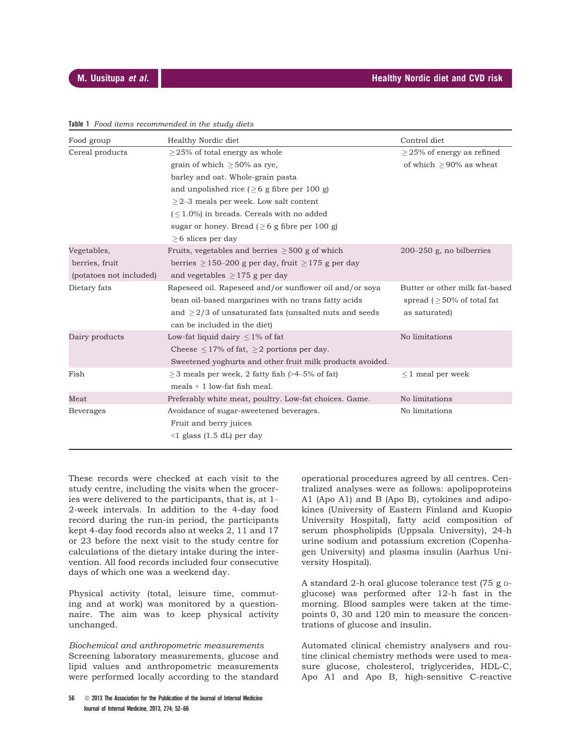**Table 1** *Food items recommended in the study diets*

| Food group | Healthy Nordic diet | Control diet |
|---|---|---|
| Cereal products | ≥25% of total energy as whole grain of which ≥50% as rye, barley and oat. Whole-grain pasta and unpolished rice (≥6 g fibre per 100 g) ≥2–3 meals per week. Low salt content (≤1.0%) in breads. Cereals with no added sugar or honey. Bread (≥6 g fibre per 100 g) ≥6 slices per day | ≥25% of energy as refined of which ≥90% as wheat |
| Vegetables, berries, fruit (potatoes not included) | Fruits, vegetables and berries ≥500 g of which berries ≥150–200 g per day, fruit ≥175 g per day and vegetables ≥175 g per day | 200–250 g, no bilberries |
| Dietary fats | Rapeseed oil. Rapeseed and/or sunflower oil and/or soya bean oil-based margarines with no trans fatty acids and ≥2/3 of unsaturated fats (unsalted nuts and seeds can be included in the diet) | Butter or other milk fat-based spread (≥50% of total fat as saturated) |
| Dairy products | Low-fat liquid dairy ≤1% of fat Cheese ≤17% of fat, ≥2 portions per day. Sweetened yoghurts and other fruit milk products avoided. | No limitations |
| Fish | ≥3 meals per week, 2 fatty fish (>4–5% of fat) meals + 1 low-fat fish meal. | ≤1 meal per week |
| Meat | Preferably white meat, poultry. Low-fat choices. Game. | No limitations |
| Beverages | Avoidance of sugar-sweetened beverages. Fruit and berry juices <1 glass (1.5 dL) per day | No limitations |

These records were checked at each visit to the study centre, including the visits when the groceries were delivered to the participants, that is, at 1–2-week intervals. In addition to the 4-day food record during the run-in period, the participants kept 4-day food records also at weeks 2, 11 and 17 or 23 before the next visit to the study centre for calculations of the dietary intake during the intervention. All food records included four consecutive days of which one was a weekend day.

Physical activity (total, leisure time, commuting and at work) was monitored by a questionnaire. The aim was to keep physical activity unchanged.

*Biochemical and anthropometric measurements*

Screening laboratory measurements, glucose and lipid values and anthropometric measurements were performed locally according to the standard operational procedures agreed by all centres. Centralized analyses were as follows: apolipoproteins A1 (Apo A1) and B (Apo B), cytokines and adipokines (University of Eastern Finland and Kuopio University Hospital), fatty acid composition of serum phospholipids (Uppsala University), 24-h urine sodium and potassium excretion (Copenhagen University) and plasma insulin (Aarhus University Hospital).

A standard 2-h oral glucose tolerance test (75 g D-glucose) was performed after 12-h fast in the morning. Blood samples were taken at the time-points 0, 30 and 120 min to measure the concentrations of glucose and insulin.

Automated clinical chemistry analysers and routine clinical chemistry methods were used to measure glucose, cholesterol, triglycerides, HDL-C, Apo A1 and Apo B, high-sensitive C-reactive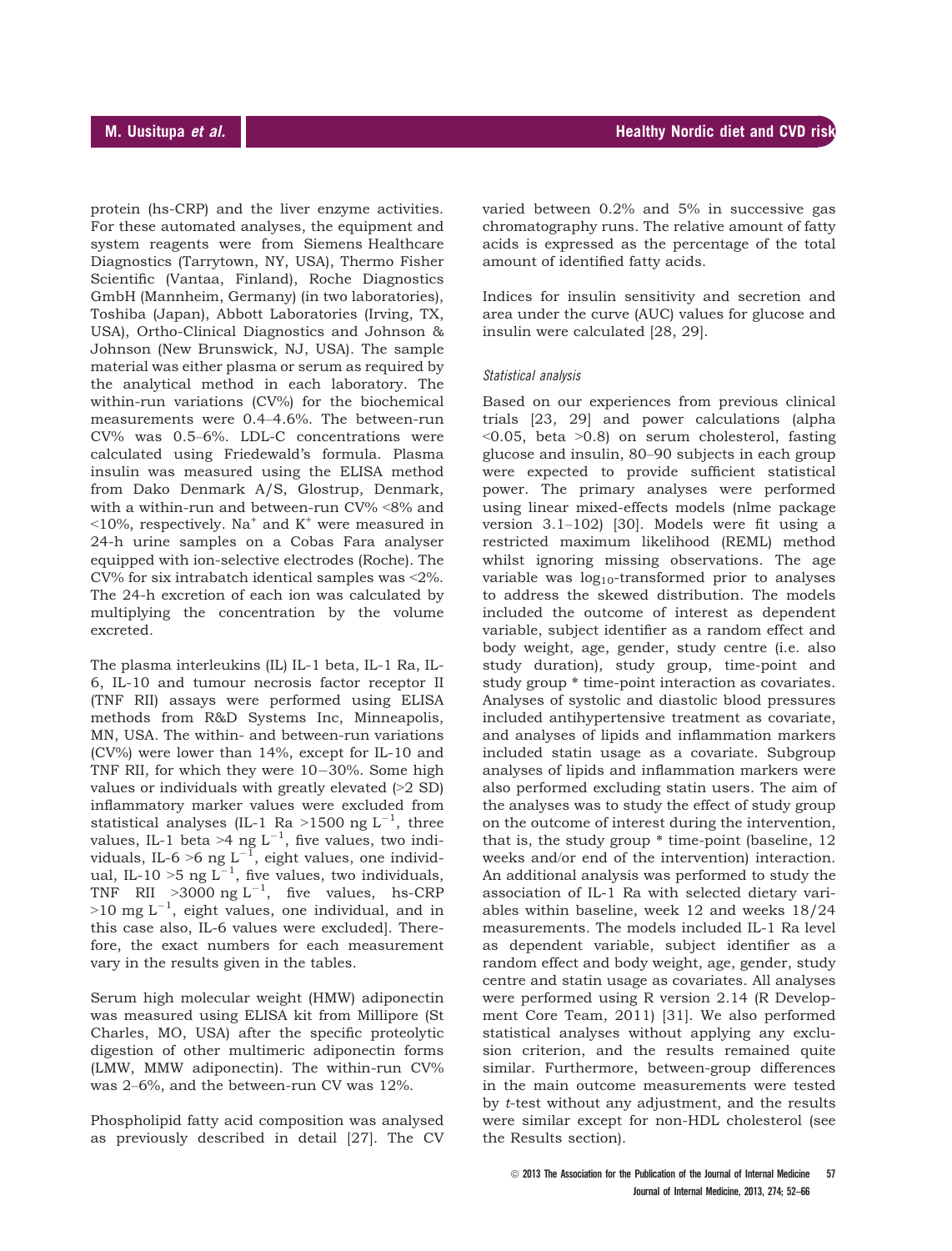protein (hs-CRP) and the liver enzyme activities. For these automated analyses, the equipment and system reagents were from Siemens Healthcare Diagnostics (Tarrytown, NY, USA), Thermo Fisher Scientific (Vantaa, Finland), Roche Diagnostics GmbH (Mannheim, Germany) (in two laboratories), Toshiba (Japan), Abbott Laboratories (Irving, TX, USA), Ortho-Clinical Diagnostics and Johnson & Johnson (New Brunswick, NJ, USA). The sample material was either plasma or serum as required by the analytical method in each laboratory. The within-run variations (CV%) for the biochemical measurements were 0.4–4.6%. The between-run CV% was 0.5–6%. LDL-C concentrations were calculated using Friedewald's formula. Plasma insulin was measured using the ELISA method from Dako Denmark A/S, Glostrup, Denmark, with a within-run and between-run CV% <8% and <10%, respectively. $Na^+$ and $K^+$ were measured in 24-h urine samples on a Cobas Fara analyser equipped with ion-selective electrodes (Roche). The CV% for six intrabatch identical samples was <2%. The 24-h excretion of each ion was calculated by multiplying the concentration by the volume excreted.

The plasma interleukins (IL) IL-1 beta, IL-1 Ra, IL-6, IL-10 and tumour necrosis factor receptor II (TNF RII) assays were performed using ELISA methods from R&D Systems Inc, Minneapolis, MN, USA. The within- and between-run variations (CV%) were lower than 14%, except for IL-10 and TNF RII, for which they were 10−30%. Some high values or individuals with greatly elevated (>2 SD) inflammatory marker values were excluded from statistical analyses (IL-1 Ra >1500 ng $L^{-1}$, three values, IL-1 beta >4 ng $L^{-1}$, five values, two individuals, IL-6 >6 ng $L^{-1}$, eight values, one individual, IL-10 >5 ng $L^{-1}$, five values, two individuals, TNF RII >3000 ng $L^{-1}$, five values, hs-CRP >10 mg $L^{-1}$, eight values, one individual, and in this case also, IL-6 values were excluded]. Therefore, the exact numbers for each measurement vary in the results given in the tables.

Serum high molecular weight (HMW) adiponectin was measured using ELISA kit from Millipore (St Charles, MO, USA) after the specific proteolytic digestion of other multimeric adiponectin forms (LMW, MMW adiponectin). The within-run CV% was 2–6%, and the between-run CV was 12%.

Phospholipid fatty acid composition was analysed as previously described in detail [27]. The CV varied between 0.2% and 5% in successive gas chromatography runs. The relative amount of fatty acids is expressed as the percentage of the total amount of identified fatty acids.

Indices for insulin sensitivity and secretion and area under the curve (AUC) values for glucose and insulin were calculated [28, 29].

*Statistical analysis*

Based on our experiences from previous clinical trials [23, 29] and power calculations (alpha <0.05, beta >0.8) on serum cholesterol, fasting glucose and insulin, 80–90 subjects in each group were expected to provide sufficient statistical power. The primary analyses were performed using linear mixed-effects models (nlme package version 3.1–102) [30]. Models were fit using a restricted maximum likelihood (REML) method whilst ignoring missing observations. The age variable was $\log_{10}$-transformed prior to analyses to address the skewed distribution. The models included the outcome of interest as dependent variable, subject identifier as a random effect and body weight, age, gender, study centre (i.e. also study duration), study group, time-point and study group * time-point interaction as covariates. Analyses of systolic and diastolic blood pressures included antihypertensive treatment as covariate, and analyses of lipids and inflammation markers included statin usage as a covariate. Subgroup analyses of lipids and inflammation markers were also performed excluding statin users. The aim of the analyses was to study the effect of study group on the outcome of interest during the intervention, that is, the study group * time-point (baseline, 12 weeks and/or end of the intervention) interaction. An additional analysis was performed to study the association of IL-1 Ra with selected dietary variables within baseline, week 12 and weeks 18/24 measurements. The models included IL-1 Ra level as dependent variable, subject identifier as a random effect and body weight, age, gender, study centre and statin usage as covariates. All analyses were performed using R version 2.14 (R Development Core Team, 2011) [31]. We also performed statistical analyses without applying any exclusion criterion, and the results remained quite similar. Furthermore, between-group differences in the main outcome measurements were tested by *t*-test without any adjustment, and the results were similar except for non-HDL cholesterol (see the Results section).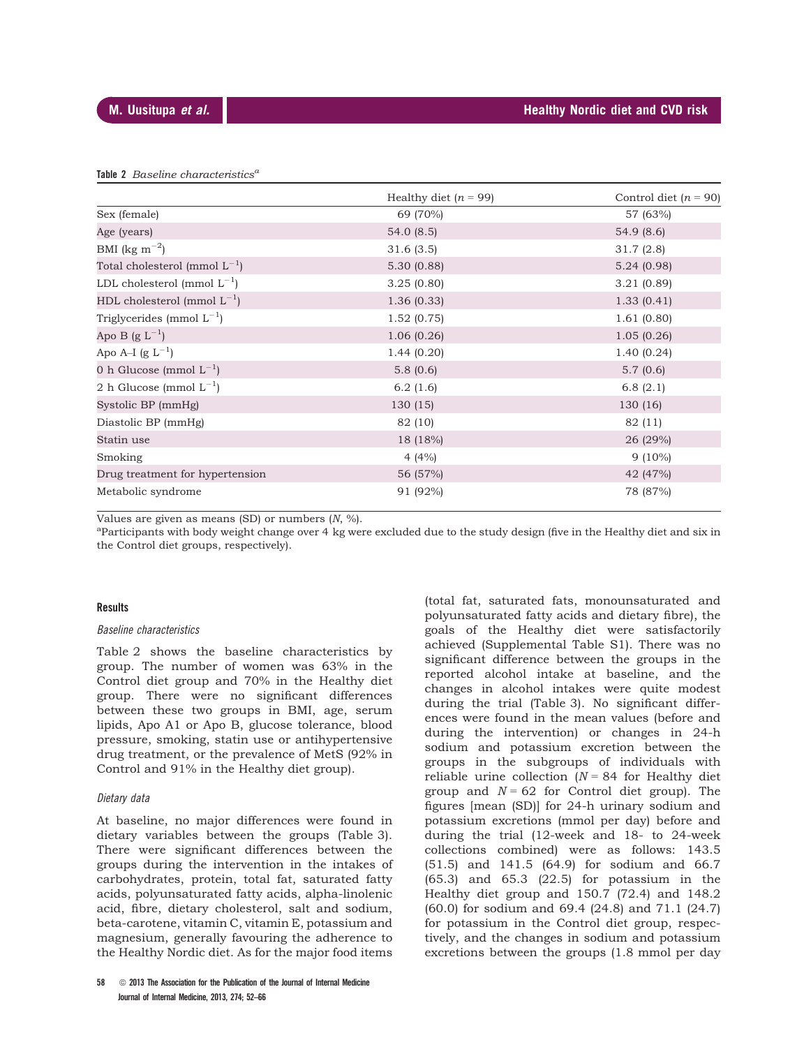**Table 2** *Baseline characteristics*[a]

| | Healthy diet ($n$ = 99) | Control diet ($n$ = 90) |
|---|---|---|
| Sex (female) | 69 (70%) | 57 (63%) |
| Age (years) | 54.0 (8.5) | 54.9 (8.6) |
| BMI (kg $m^{-2}$) | 31.6 (3.5) | 31.7 (2.8) |
| Total cholesterol (mmol $L^{-1}$) | 5.30 (0.88) | 5.24 (0.98) |
| LDL cholesterol (mmol $L^{-1}$) | 3.25 (0.80) | 3.21 (0.89) |
| HDL cholesterol (mmol $L^{-1}$) | 1.36 (0.33) | 1.33 (0.41) |
| Triglycerides (mmol $L^{-1}$) | 1.52 (0.75) | 1.61 (0.80) |
| Apo B (g $L^{-1}$) | 1.06 (0.26) | 1.05 (0.26) |
| Apo A–I (g $L^{-1}$) | 1.44 (0.20) | 1.40 (0.24) |
| 0 h Glucose (mmol $L^{-1}$) | 5.8 (0.6) | 5.7 (0.6) |
| 2 h Glucose (mmol $L^{-1}$) | 6.2 (1.6) | 6.8 (2.1) |
| Systolic BP (mmHg) | 130 (15) | 130 (16) |
| Diastolic BP (mmHg) | 82 (10) | 82 (11) |
| Statin use | 18 (18%) | 26 (29%) |
| Smoking | 4 (4%) | 9 (10%) |
| Drug treatment for hypertension | 56 (57%) | 42 (47%) |
| Metabolic syndrome | 91 (92%) | 78 (87%) |

Values are given as means (SD) or numbers ($N$, %).

[a]Participants with body weight change over 4 kg were excluded due to the study design (five in the Healthy diet and six in the Control diet groups, respectively).

## Results

### *Baseline characteristics*

Table 2 shows the baseline characteristics by group. The number of women was 63% in the Control diet group and 70% in the Healthy diet group. There were no significant differences between these two groups in BMI, age, serum lipids, Apo A1 or Apo B, glucose tolerance, blood pressure, smoking, statin use or antihypertensive drug treatment, or the prevalence of MetS (92% in Control and 91% in the Healthy diet group).

### *Dietary data*

At baseline, no major differences were found in dietary variables between the groups (Table 3). There were significant differences between the groups during the intervention in the intakes of carbohydrates, protein, total fat, saturated fatty acids, polyunsaturated fatty acids, alpha-linolenic acid, fibre, dietary cholesterol, salt and sodium, beta-carotene, vitamin C, vitamin E, potassium and magnesium, generally favouring the adherence to the Healthy Nordic diet. As for the major food items (total fat, saturated fats, monounsaturated and polyunsaturated fatty acids and dietary fibre), the goals of the Healthy diet were satisfactorily achieved (Supplemental Table S1). There was no significant difference between the groups in the reported alcohol intake at baseline, and the changes in alcohol intakes were quite modest during the trial (Table 3). No significant differences were found in the mean values (before and during the intervention) or changes in 24-h sodium and potassium excretion between the groups in the subgroups of individuals with reliable urine collection ($N$ = 84 for Healthy diet group and $N$ = 62 for Control diet group). The figures [mean (SD)] for 24-h urinary sodium and potassium excretions (mmol per day) before and during the trial (12-week and 18- to 24-week collections combined) were as follows: 143.5 (51.5) and 141.5 (64.9) for sodium and 66.7 (65.3) and 65.3 (22.5) for potassium in the Healthy diet group and 150.7 (72.4) and 148.2 (60.0) for sodium and 69.4 (24.8) and 71.1 (24.7) for potassium in the Control diet group, respectively, and the changes in sodium and potassium excretions between the groups (1.8 mmol per day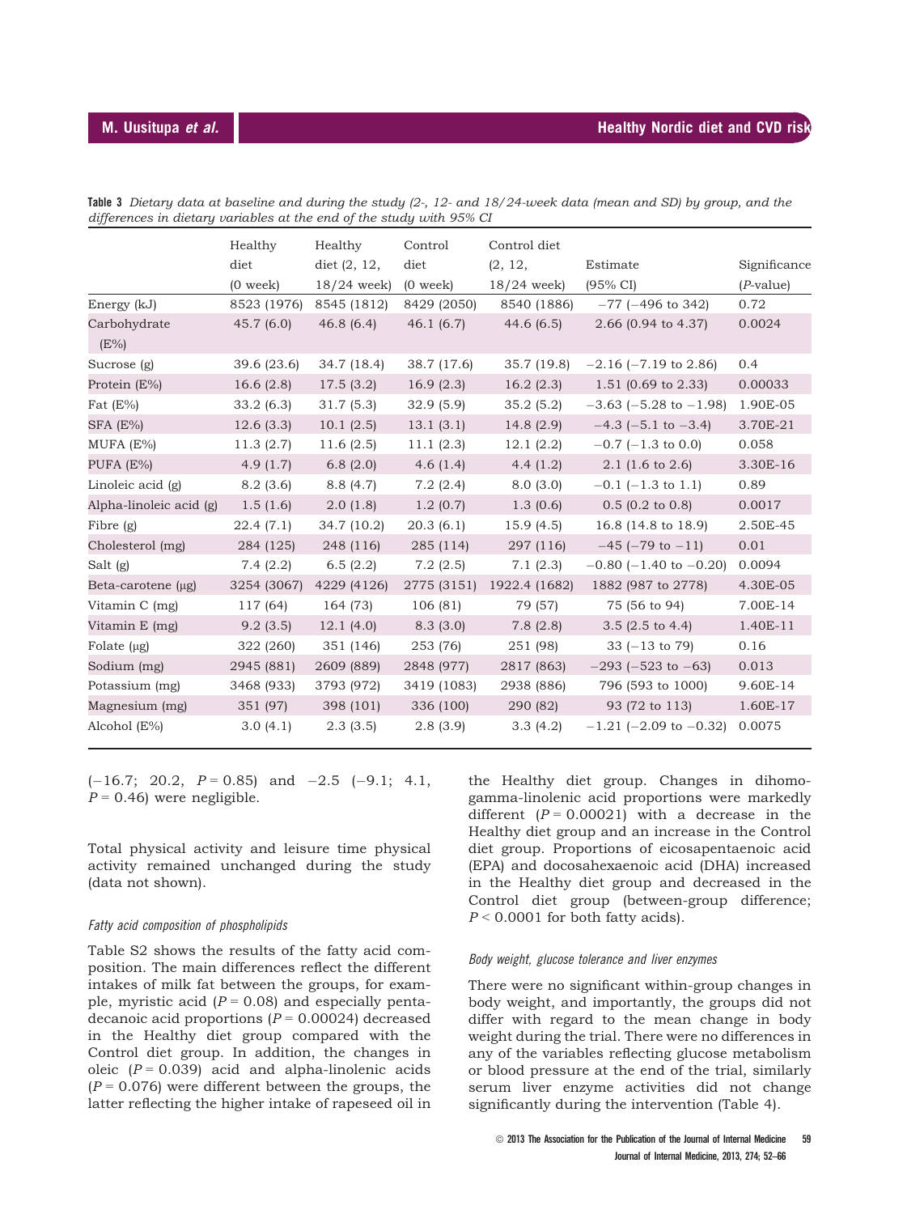**Table 3** *Dietary data at baseline and during the study (2-, 12- and 18/24-week data (mean and SD) by group, and the differences in dietary variables at the end of the study with 95% CI*

| | Healthy diet (0 week) | Healthy diet (2, 12, 18/24 week) | Control diet (0 week) | Control diet (2, 12, 18/24 week) | Estimate (95% CI) | Significance (*P*-value) |
|---|---|---|---|---|---|---|
| Energy (kJ) | 8523 (1976) | 8545 (1812) | 8429 (2050) | 8540 (1886) | −77 (−496 to 342) | 0.72 |
| Carbohydrate (E%) | 45.7 (6.0) | 46.8 (6.4) | 46.1 (6.7) | 44.6 (6.5) | 2.66 (0.94 to 4.37) | 0.0024 |
| Sucrose (g) | 39.6 (23.6) | 34.7 (18.4) | 38.7 (17.6) | 35.7 (19.8) | −2.16 (−7.19 to 2.86) | 0.4 |
| Protein (E%) | 16.6 (2.8) | 17.5 (3.2) | 16.9 (2.3) | 16.2 (2.3) | 1.51 (0.69 to 2.33) | 0.00033 |
| Fat (E%) | 33.2 (6.3) | 31.7 (5.3) | 32.9 (5.9) | 35.2 (5.2) | −3.63 (−5.28 to −1.98) | 1.90E-05 |
| SFA (E%) | 12.6 (3.3) | 10.1 (2.5) | 13.1 (3.1) | 14.8 (2.9) | −4.3 (−5.1 to −3.4) | 3.70E-21 |
| MUFA (E%) | 11.3 (2.7) | 11.6 (2.5) | 11.1 (2.3) | 12.1 (2.2) | −0.7 (−1.3 to 0.0) | 0.058 |
| PUFA (E%) | 4.9 (1.7) | 6.8 (2.0) | 4.6 (1.4) | 4.4 (1.2) | 2.1 (1.6 to 2.6) | 3.30E-16 |
| Linoleic acid (g) | 8.2 (3.6) | 8.8 (4.7) | 7.2 (2.4) | 8.0 (3.0) | −0.1 (−1.3 to 1.1) | 0.89 |
| Alpha-linoleic acid (g) | 1.5 (1.6) | 2.0 (1.8) | 1.2 (0.7) | 1.3 (0.6) | 0.5 (0.2 to 0.8) | 0.0017 |
| Fibre (g) | 22.4 (7.1) | 34.7 (10.2) | 20.3 (6.1) | 15.9 (4.5) | 16.8 (14.8 to 18.9) | 2.50E-45 |
| Cholesterol (mg) | 284 (125) | 248 (116) | 285 (114) | 297 (116) | −45 (−79 to −11) | 0.01 |
| Salt (g) | 7.4 (2.2) | 6.5 (2.2) | 7.2 (2.5) | 7.1 (2.3) | −0.80 (−1.40 to −0.20) | 0.0094 |
| Beta-carotene (μg) | 3254 (3067) | 4229 (4126) | 2775 (3151) | 1922.4 (1682) | 1882 (987 to 2778) | 4.30E-05 |
| Vitamin C (mg) | 117 (64) | 164 (73) | 106 (81) | 79 (57) | 75 (56 to 94) | 7.00E-14 |
| Vitamin E (mg) | 9.2 (3.5) | 12.1 (4.0) | 8.3 (3.0) | 7.8 (2.8) | 3.5 (2.5 to 4.4) | 1.40E-11 |
| Folate (μg) | 322 (260) | 351 (146) | 253 (76) | 251 (98) | 33 (−13 to 79) | 0.16 |
| Sodium (mg) | 2945 (881) | 2609 (889) | 2848 (977) | 2817 (863) | −293 (−523 to −63) | 0.013 |
| Potassium (mg) | 3468 (933) | 3793 (972) | 3419 (1083) | 2938 (886) | 796 (593 to 1000) | 9.60E-14 |
| Magnesium (mg) | 351 (97) | 398 (101) | 336 (100) | 290 (82) | 93 (72 to 113) | 1.60E-17 |
| Alcohol (E%) | 3.0 (4.1) | 2.3 (3.5) | 2.8 (3.9) | 3.3 (4.2) | −1.21 (−2.09 to −0.32) | 0.0075 |

(−16.7; 20.2, $P = 0.85$) and −2.5 (−9.1; 4.1, $P = 0.46$) were negligible.

Total physical activity and leisure time physical activity remained unchanged during the study (data not shown).

#### *Fatty acid composition of phospholipids*

Table S2 shows the results of the fatty acid composition. The main differences reflect the different intakes of milk fat between the groups, for example, myristic acid ($P = 0.08$) and especially pentadecanoic acid proportions ($P = 0.00024$) decreased in the Healthy diet group compared with the Control diet group. In addition, the changes in oleic ($P = 0.039$) acid and alpha-linolenic acids ($P = 0.076$) were different between the groups, the latter reflecting the higher intake of rapeseed oil in the Healthy diet group. Changes in dihomo-gamma-linolenic acid proportions were markedly different ($P = 0.00021$) with a decrease in the Healthy diet group and an increase in the Control diet group. Proportions of eicosapentaenoic acid (EPA) and docosahexaenoic acid (DHA) increased in the Healthy diet group and decreased in the Control diet group (between-group difference; $P < 0.0001$ for both fatty acids).

#### *Body weight, glucose tolerance and liver enzymes*

There were no significant within-group changes in body weight, and importantly, the groups did not differ with regard to the mean change in body weight during the trial. There were no differences in any of the variables reflecting glucose metabolism or blood pressure at the end of the trial, similarly serum liver enzyme activities did not change significantly during the intervention (Table 4).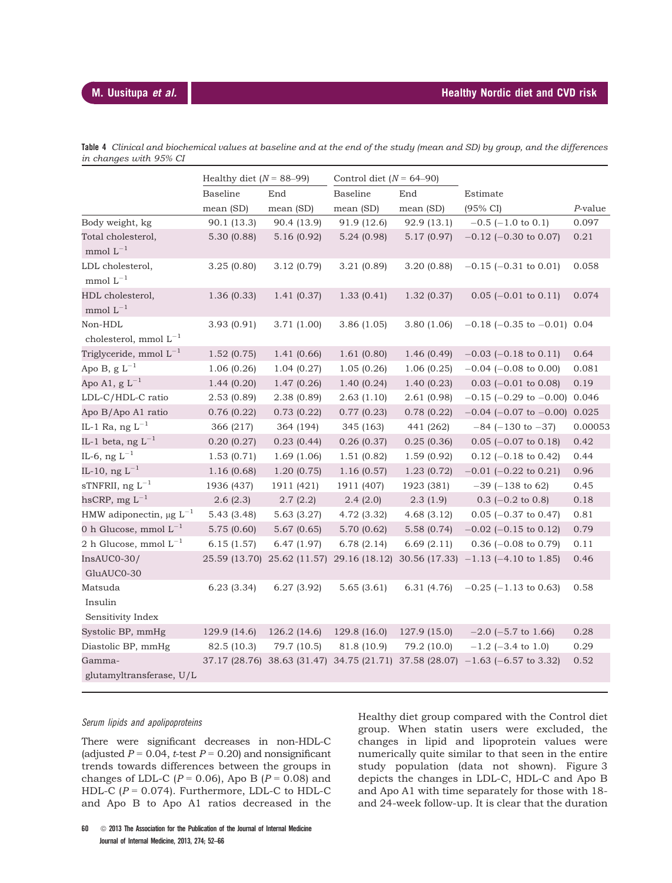**Table 4** *Clinical and biochemical values at baseline and at the end of the study (mean and SD) by group, and the differences in changes with 95% CI*

| | Healthy diet ($N$ = 88–99) | | Control diet ($N$ = 64–90) | | | |
|---|---|---|---|---|---|---|
| | Baseline mean (SD) | End mean (SD) | Baseline mean (SD) | End mean (SD) | Estimate (95% CI) | $P$-value |
| Body weight, kg | 90.1 (13.3) | 90.4 (13.9) | 91.9 (12.6) | 92.9 (13.1) | −0.5 (−1.0 to 0.1) | 0.097 |
| Total cholesterol, mmol $L^{-1}$ | 5.30 (0.88) | 5.16 (0.92) | 5.24 (0.98) | 5.17 (0.97) | −0.12 (−0.30 to 0.07) | 0.21 |
| LDL cholesterol, mmol $L^{-1}$ | 3.25 (0.80) | 3.12 (0.79) | 3.21 (0.89) | 3.20 (0.88) | −0.15 (−0.31 to 0.01) | 0.058 |
| HDL cholesterol, mmol $L^{-1}$ | 1.36 (0.33) | 1.41 (0.37) | 1.33 (0.41) | 1.32 (0.37) | 0.05 (−0.01 to 0.11) | 0.074 |
| Non-HDL cholesterol, mmol $L^{-1}$ | 3.93 (0.91) | 3.71 (1.00) | 3.86 (1.05) | 3.80 (1.06) | −0.18 (−0.35 to −0.01) | 0.04 |
| Triglyceride, mmol $L^{-1}$ | 1.52 (0.75) | 1.41 (0.66) | 1.61 (0.80) | 1.46 (0.49) | −0.03 (−0.18 to 0.11) | 0.64 |
| Apo B, g $L^{-1}$ | 1.06 (0.26) | 1.04 (0.27) | 1.05 (0.26) | 1.06 (0.25) | −0.04 (−0.08 to 0.00) | 0.081 |
| Apo A1, g $L^{-1}$ | 1.44 (0.20) | 1.47 (0.26) | 1.40 (0.24) | 1.40 (0.23) | 0.03 (−0.01 to 0.08) | 0.19 |
| LDL-C/HDL-C ratio | 2.53 (0.89) | 2.38 (0.89) | 2.63 (1.10) | 2.61 (0.98) | −0.15 (−0.29 to −0.00) | 0.046 |
| Apo B/Apo A1 ratio | 0.76 (0.22) | 0.73 (0.22) | 0.77 (0.23) | 0.78 (0.22) | −0.04 (−0.07 to −0.00) | 0.025 |
| IL-1 Ra, ng $L^{-1}$ | 366 (217) | 364 (194) | 345 (163) | 441 (262) | −84 (−130 to −37) | 0.00053 |
| IL-1 beta, ng $L^{-1}$ | 0.20 (0.27) | 0.23 (0.44) | 0.26 (0.37) | 0.25 (0.36) | 0.05 (−0.07 to 0.18) | 0.42 |
| IL-6, ng $L^{-1}$ | 1.53 (0.71) | 1.69 (1.06) | 1.51 (0.82) | 1.59 (0.92) | 0.12 (−0.18 to 0.42) | 0.44 |
| IL-10, ng $L^{-1}$ | 1.16 (0.68) | 1.20 (0.75) | 1.16 (0.57) | 1.23 (0.72) | −0.01 (−0.22 to 0.21) | 0.96 |
| sTNFRII, ng $L^{-1}$ | 1936 (437) | 1911 (421) | 1911 (407) | 1923 (381) | −39 (−138 to 62) | 0.45 |
| hsCRP, mg $L^{-1}$ | 2.6 (2.3) | 2.7 (2.2) | 2.4 (2.0) | 2.3 (1.9) | 0.3 (−0.2 to 0.8) | 0.18 |
| HMW adiponectin, μg $L^{-1}$ | 5.43 (3.48) | 5.63 (3.27) | 4.72 (3.32) | 4.68 (3.12) | 0.05 (−0.37 to 0.47) | 0.81 |
| 0 h Glucose, mmol $L^{-1}$ | 5.75 (0.60) | 5.67 (0.65) | 5.70 (0.62) | 5.58 (0.74) | −0.02 (−0.15 to 0.12) | 0.79 |
| 2 h Glucose, mmol $L^{-1}$ | 6.15 (1.57) | 6.47 (1.97) | 6.78 (2.14) | 6.69 (2.11) | 0.36 (−0.08 to 0.79) | 0.11 |
| InsAUC0-30/GluAUC0-30 | 25.59 (13.70) | 25.62 (11.57) | 29.16 (18.12) | 30.56 (17.33) | −1.13 (−4.10 to 1.85) | 0.46 |
| Matsuda Insulin Sensitivity Index | 6.23 (3.34) | 6.27 (3.92) | 5.65 (3.61) | 6.31 (4.76) | −0.25 (−1.13 to 0.63) | 0.58 |
| Systolic BP, mmHg | 129.9 (14.6) | 126.2 (14.6) | 129.8 (16.0) | 127.9 (15.0) | −2.0 (−5.7 to 1.66) | 0.28 |
| Diastolic BP, mmHg | 82.5 (10.3) | 79.7 (10.5) | 81.8 (10.9) | 79.2 (10.0) | −1.2 (−3.4 to 1.0) | 0.29 |
| Gamma-glutamyltransferase, U/L | 37.17 (28.76) | 38.63 (31.47) | 34.75 (21.71) | 37.58 (28.07) | −1.63 (−6.57 to 3.32) | 0.52 |

### *Serum lipids and apolipoproteins*

There were significant decreases in non-HDL-C (adjusted $P = 0.04$, $t$-test $P = 0.20$) and nonsignificant trends towards differences between the groups in changes of LDL-C ($P = 0.06$), Apo B ($P = 0.08$) and HDL-C ($P = 0.074$). Furthermore, LDL-C to HDL-C and Apo B to Apo A1 ratios decreased in the Healthy diet group compared with the Control diet group. When statin users were excluded, the changes in lipid and lipoprotein values were numerically quite similar to that seen in the entire study population (data not shown). Figure 3 depicts the changes in LDL-C, HDL-C and Apo B and Apo A1 with time separately for those with 18- and 24-week follow-up. It is clear that the duration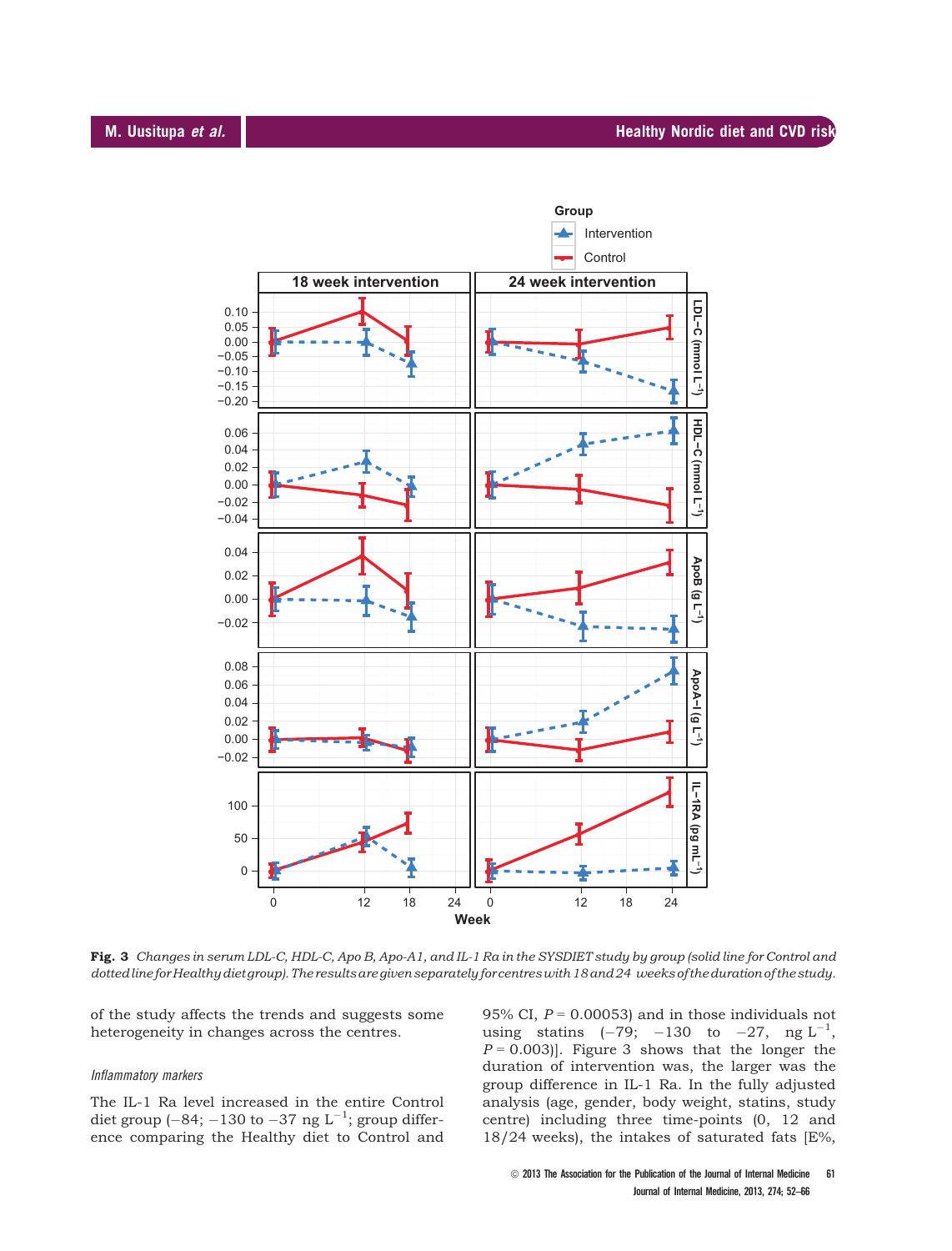**Fig. 3** *Changes in serum LDL-C, HDL-C, Apo B, Apo-A1, and IL-1 Ra in the SYSDIET study by group (solid line for Control and dotted line for Healthy diet group). The results are given separately for centres with 18 and 24 weeks of the duration of the study.*

of the study affects the trends and suggests some heterogeneity in changes across the centres.

*Inflammatory markers*

The IL-1 Ra level increased in the entire Control diet group (−84; −130 to −37 ng $L^{-1}$; group difference comparing the Healthy diet to Control and 95% CI, $P = 0.00053$) and in those individuals not using statins (−79; −130 to −27, ng $L^{-1}$, $P = 0.003$)]. Figure 3 shows that the longer the duration of intervention was, the larger was the group difference in IL-1 Ra. In the fully adjusted analysis (age, gender, body weight, statins, study centre) including three time-points (0, 12 and 18/24 weeks), the intakes of saturated fats [E%,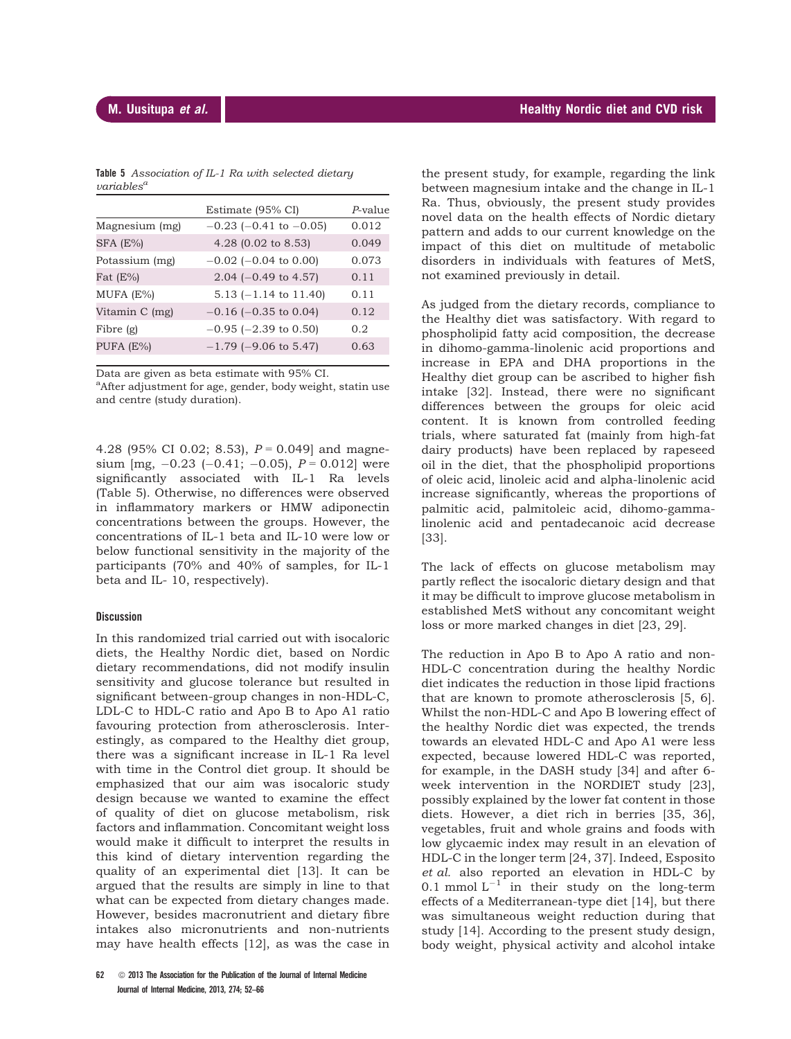**Table 5** *Association of IL-1 Ra with selected dietary variables*[a]

| | Estimate (95% CI) | *P*-value |
|---|---|---|
| Magnesium (mg) | −0.23 (−0.41 to −0.05) | 0.012 |
| SFA (E%) | 4.28 (0.02 to 8.53) | 0.049 |
| Potassium (mg) | −0.02 (−0.04 to 0.00) | 0.073 |
| Fat (E%) | 2.04 (−0.49 to 4.57) | 0.11 |
| MUFA (E%) | 5.13 (−1.14 to 11.40) | 0.11 |
| Vitamin C (mg) | −0.16 (−0.35 to 0.04) | 0.12 |
| Fibre (g) | −0.95 (−2.39 to 0.50) | 0.2 |
| PUFA (E%) | −1.79 (−9.06 to 5.47) | 0.63 |

Data are given as beta estimate with 95% CI.
[a]After adjustment for age, gender, body weight, statin use and centre (study duration).

4.28 (95% CI 0.02; 8.53), $P = 0.049$] and magnesium [mg, −0.23 (−0.41; −0.05), $P = 0.012$] were significantly associated with IL-1 Ra levels (Table 5). Otherwise, no differences were observed in inflammatory markers or HMW adiponectin concentrations between the groups. However, the concentrations of IL-1 beta and IL-10 were low or below functional sensitivity in the majority of the participants (70% and 40% of samples, for IL-1 beta and IL- 10, respectively).

## Discussion

In this randomized trial carried out with isocaloric diets, the Healthy Nordic diet, based on Nordic dietary recommendations, did not modify insulin sensitivity and glucose tolerance but resulted in significant between-group changes in non-HDL-C, LDL-C to HDL-C ratio and Apo B to Apo A1 ratio favouring protection from atherosclerosis. Interestingly, as compared to the Healthy diet group, there was a significant increase in IL-1 Ra level with time in the Control diet group. It should be emphasized that our aim was isocaloric study design because we wanted to examine the effect of quality of diet on glucose metabolism, risk factors and inflammation. Concomitant weight loss would make it difficult to interpret the results in this kind of dietary intervention regarding the quality of an experimental diet [13]. It can be argued that the results are simply in line to that what can be expected from dietary changes made. However, besides macronutrient and dietary fibre intakes also micronutrients and non-nutrients may have health effects [12], as was the case in the present study, for example, regarding the link between magnesium intake and the change in IL-1 Ra. Thus, obviously, the present study provides novel data on the health effects of Nordic dietary pattern and adds to our current knowledge on the impact of this diet on multitude of metabolic disorders in individuals with features of MetS, not examined previously in detail.

As judged from the dietary records, compliance to the Healthy diet was satisfactory. With regard to phospholipid fatty acid composition, the decrease in dihomo-gamma-linolenic acid proportions and increase in EPA and DHA proportions in the Healthy diet group can be ascribed to higher fish intake [32]. Instead, there were no significant differences between the groups for oleic acid content. It is known from controlled feeding trials, where saturated fat (mainly from high-fat dairy products) have been replaced by rapeseed oil in the diet, that the phospholipid proportions of oleic acid, linoleic acid and alpha-linolenic acid increase significantly, whereas the proportions of palmitic acid, palmitoleic acid, dihomo-gamma-linolenic acid and pentadecanoic acid decrease [33].

The lack of effects on glucose metabolism may partly reflect the isocaloric dietary design and that it may be difficult to improve glucose metabolism in established MetS without any concomitant weight loss or more marked changes in diet [23, 29].

The reduction in Apo B to Apo A ratio and non-HDL-C concentration during the healthy Nordic diet indicates the reduction in those lipid fractions that are known to promote atherosclerosis [5, 6]. Whilst the non-HDL-C and Apo B lowering effect of the healthy Nordic diet was expected, the trends towards an elevated HDL-C and Apo A1 were less expected, because lowered HDL-C was reported, for example, in the DASH study [34] and after 6-week intervention in the NORDIET study [23], possibly explained by the lower fat content in those diets. However, a diet rich in berries [35, 36], vegetables, fruit and whole grains and foods with low glycaemic index may result in an elevation of HDL-C in the longer term [24, 37]. Indeed, Esposito *et al.* also reported an elevation in HDL-C by 0.1 mmol $L^{-1}$ in their study on the long-term effects of a Mediterranean-type diet [14], but there was simultaneous weight reduction during that study [14]. According to the present study design, body weight, physical activity and alcohol intake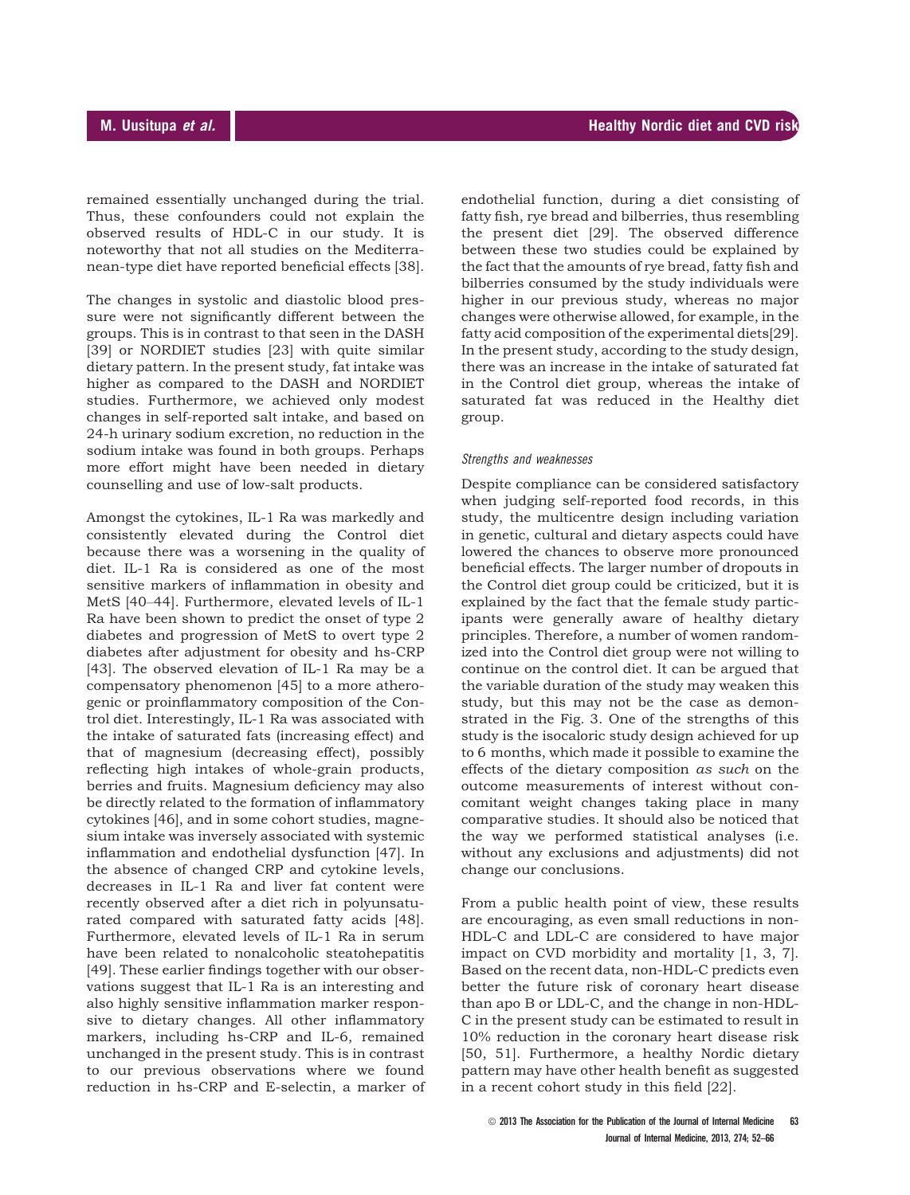remained essentially unchanged during the trial. Thus, these confounders could not explain the observed results of HDL-C in our study. It is noteworthy that not all studies on the Mediterranean-type diet have reported beneficial effects [38].

The changes in systolic and diastolic blood pressure were not significantly different between the groups. This is in contrast to that seen in the DASH [39] or NORDIET studies [23] with quite similar dietary pattern. In the present study, fat intake was higher as compared to the DASH and NORDIET studies. Furthermore, we achieved only modest changes in self-reported salt intake, and based on 24-h urinary sodium excretion, no reduction in the sodium intake was found in both groups. Perhaps more effort might have been needed in dietary counselling and use of low-salt products.

Amongst the cytokines, IL-1 Ra was markedly and consistently elevated during the Control diet because there was a worsening in the quality of diet. IL-1 Ra is considered as one of the most sensitive markers of inflammation in obesity and MetS [40–44]. Furthermore, elevated levels of IL-1 Ra have been shown to predict the onset of type 2 diabetes and progression of MetS to overt type 2 diabetes after adjustment for obesity and hs-CRP [43]. The observed elevation of IL-1 Ra may be a compensatory phenomenon [45] to a more atherogenic or proinflammatory composition of the Control diet. Interestingly, IL-1 Ra was associated with the intake of saturated fats (increasing effect) and that of magnesium (decreasing effect), possibly reflecting high intakes of whole-grain products, berries and fruits. Magnesium deficiency may also be directly related to the formation of inflammatory cytokines [46], and in some cohort studies, magnesium intake was inversely associated with systemic inflammation and endothelial dysfunction [47]. In the absence of changed CRP and cytokine levels, decreases in IL-1 Ra and liver fat content were recently observed after a diet rich in polyunsaturated compared with saturated fatty acids [48]. Furthermore, elevated levels of IL-1 Ra in serum have been related to nonalcoholic steatohepatitis [49]. These earlier findings together with our observations suggest that IL-1 Ra is an interesting and also highly sensitive inflammation marker responsive to dietary changes. All other inflammatory markers, including hs-CRP and IL-6, remained unchanged in the present study. This is in contrast to our previous observations where we found reduction in hs-CRP and E-selectin, a marker of endothelial function, during a diet consisting of fatty fish, rye bread and bilberries, thus resembling the present diet [29]. The observed difference between these two studies could be explained by the fact that the amounts of rye bread, fatty fish and bilberries consumed by the study individuals were higher in our previous study, whereas no major changes were otherwise allowed, for example, in the fatty acid composition of the experimental diets[29]. In the present study, according to the study design, there was an increase in the intake of saturated fat in the Control diet group, whereas the intake of saturated fat was reduced in the Healthy diet group.

#### *Strengths and weaknesses*

Despite compliance can be considered satisfactory when judging self-reported food records, in this study, the multicentre design including variation in genetic, cultural and dietary aspects could have lowered the chances to observe more pronounced beneficial effects. The larger number of dropouts in the Control diet group could be criticized, but it is explained by the fact that the female study participants were generally aware of healthy dietary principles. Therefore, a number of women randomized into the Control diet group were not willing to continue on the control diet. It can be argued that the variable duration of the study may weaken this study, but this may not be the case as demonstrated in the Fig. 3. One of the strengths of this study is the isocaloric study design achieved for up to 6 months, which made it possible to examine the effects of the dietary composition *as such* on the outcome measurements of interest without concomitant weight changes taking place in many comparative studies. It should also be noticed that the way we performed statistical analyses (i.e. without any exclusions and adjustments) did not change our conclusions.

From a public health point of view, these results are encouraging, as even small reductions in non-HDL-C and LDL-C are considered to have major impact on CVD morbidity and mortality [1, 3, 7]. Based on the recent data, non-HDL-C predicts even better the future risk of coronary heart disease than apo B or LDL-C, and the change in non-HDL-C in the present study can be estimated to result in 10% reduction in the coronary heart disease risk [50, 51]. Furthermore, a healthy Nordic dietary pattern may have other health benefit as suggested in a recent cohort study in this field [22].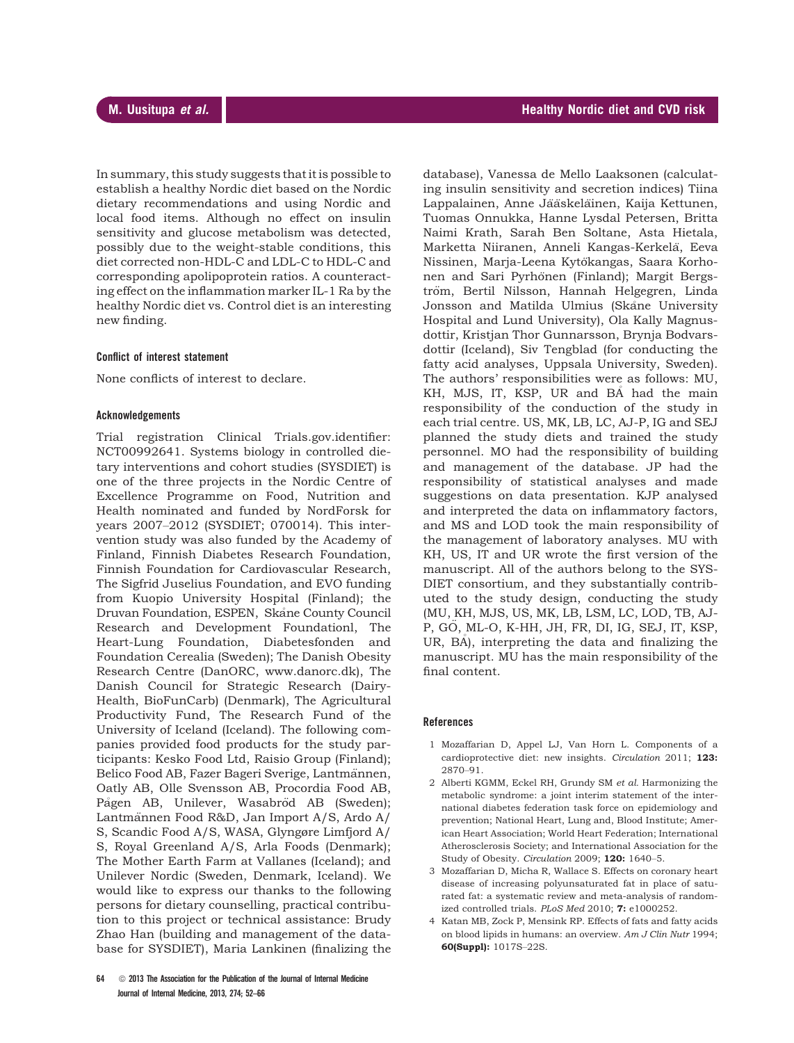In summary, this study suggests that it is possible to establish a healthy Nordic diet based on the Nordic dietary recommendations and using Nordic and local food items. Although no effect on insulin sensitivity and glucose metabolism was detected, possibly due to the weight-stable conditions, this diet corrected non-HDL-C and LDL-C to HDL-C and corresponding apolipoprotein ratios. A counteracting effect on the inflammation marker IL-1 Ra by the healthy Nordic diet vs. Control diet is an interesting new finding.

### Conflict of interest statement

None conflicts of interest to declare.

### Acknowledgements

Trial registration Clinical Trials.gov.identifier: NCT00992641. Systems biology in controlled dietary interventions and cohort studies (SYSDIET) is one of the three projects in the Nordic Centre of Excellence Programme on Food, Nutrition and Health nominated and funded by NordForsk for years 2007–2012 (SYSDIET; 070014). This intervention study was also funded by the Academy of Finland, Finnish Diabetes Research Foundation, Finnish Foundation for Cardiovascular Research, The Sigfrid Juselius Foundation, and EVO funding from Kuopio University Hospital (Finland); the Druvan Foundation, ESPEN, Skåne County Council Research and Development Foundationl, The Heart-Lung Foundation, Diabetesfonden and Foundation Cerealia (Sweden); The Danish Obesity Research Centre (DanORC, www.danorc.dk), The Danish Council for Strategic Research (Dairy-Health, BioFunCarb) (Denmark), The Agricultural Productivity Fund, The Research Fund of the University of Iceland (Iceland). The following companies provided food products for the study participants: Kesko Food Ltd, Raisio Group (Finland); Belico Food AB, Fazer Bageri Sverige, Lantmännen, Oatly AB, Olle Svensson AB, Procordia Food AB, Pågen AB, Unilever, Wasabröd AB (Sweden); Lantmännen Food R&D, Jan Import A/S, Ardo A/S, Scandic Food A/S, WASA, Glyngøre Limfjord A/S, Royal Greenland A/S, Arla Foods (Denmark); The Mother Earth Farm at Vallanes (Iceland); and Unilever Nordic (Sweden, Denmark, Iceland). We would like to express our thanks to the following persons for dietary counselling, practical contribution to this project or technical assistance: Brudy Zhao Han (building and management of the database for SYSDIET), Maria Lankinen (finalizing the database), Vanessa de Mello Laaksonen (calculating insulin sensitivity and secretion indices) Tiina Lappalainen, Anne Jääskeläinen, Kaija Kettunen, Tuomas Onnukka, Hanne Lysdal Petersen, Britta Naimi Krath, Sarah Ben Soltane, Asta Hietala, Marketta Niiranen, Anneli Kangas-Kerkelä, Eeva Nissinen, Marja-Leena Kytökangas, Saara Korhonen and Sari Pyrhönen (Finland); Margit Bergström, Bertil Nilsson, Hannah Helgegren, Linda Jonsson and Matilda Ulmius (Skåne University Hospital and Lund University), Ola Kally Magnusdottir, Kristjan Thor Gunnarsson, Brynja Bodvarsdottir (Iceland), Siv Tengblad (for conducting the fatty acid analyses, Uppsala University, Sweden). The authors' responsibilities were as follows: MU, KH, MJS, IT, KSP, UR and BÅ had the main responsibility of the conduction of the study in each trial centre. US, MK, LB, LC, AJ-P, IG and SEJ planned the study diets and trained the study personnel. MO had the responsibility of building and management of the database. JP had the responsibility of statistical analyses and made suggestions on data presentation. KJP analysed and interpreted the data on inflammatory factors, and MS and LOD took the main responsibility of the management of laboratory analyses. MU with KH, US, IT and UR wrote the first version of the manuscript. All of the authors belong to the SYSDIET consortium, and they substantially contributed to the study design, conducting the study (MU, KH, MJS, US, MK, LB, LSM, LC, LOD, TB, AJ-P, GÖ, ML-O, K-HH, JH, FR, DI, IG, SEJ, IT, KSP, UR, BÅ), interpreting the data and finalizing the manuscript. MU has the main responsibility of the final content.

### References

1 Mozaffarian D, Appel LJ, Van Horn L. Components of a cardioprotective diet: new insights. *Circulation* 2011; **123:** 2870–91.

2 Alberti KGMM, Eckel RH, Grundy SM *et al.* Harmonizing the metabolic syndrome: a joint interim statement of the international diabetes federation task force on epidemiology and prevention; National Heart, Lung and, Blood Institute; American Heart Association; World Heart Federation; International Atherosclerosis Society; and International Association for the Study of Obesity. *Circulation* 2009; **120:** 1640–5.

3 Mozaffarian D, Micha R, Wallace S. Effects on coronary heart disease of increasing polyunsaturated fat in place of saturated fat: a systematic review and meta-analysis of randomized controlled trials. *PLoS Med* 2010; **7:** e1000252.

4 Katan MB, Zock P, Mensink RP. Effects of fats and fatty acids on blood lipids in humans: an overview. *Am J Clin Nutr* 1994; **60(Suppl):** 1017S–22S.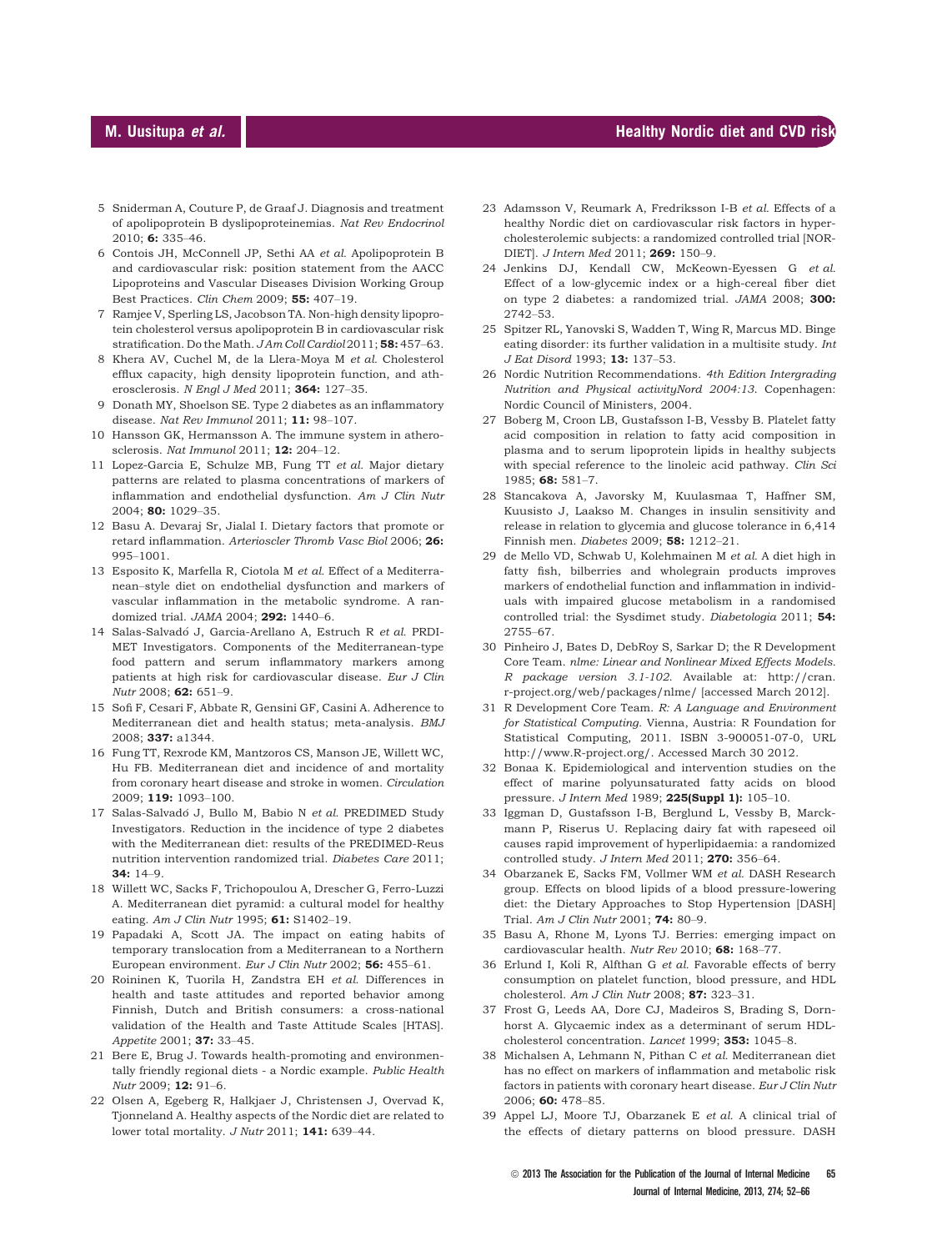5 Sniderman A, Couture P, de Graaf J. Diagnosis and treatment of apolipoprotein B dyslipoproteinemias. *Nat Rev Endocrinol* 2010; **6:** 335–46.

6 Contois JH, McConnell JP, Sethi AA *et al.* Apolipoprotein B and cardiovascular risk: position statement from the AACC Lipoproteins and Vascular Diseases Division Working Group Best Practices. *Clin Chem* 2009; **55:** 407–19.

7 Ramjee V, Sperling LS, Jacobson TA. Non-high density lipoprotein cholesterol versus apolipoprotein B in cardiovascular risk stratification. Do the Math. *J Am Coll Cardiol* 2011; **58:** 457–63.

8 Khera AV, Cuchel M, de la Llera-Moya M *et al.* Cholesterol efflux capacity, high density lipoprotein function, and atherosclerosis. *N Engl J Med* 2011; **364:** 127–35.

9 Donath MY, Shoelson SE. Type 2 diabetes as an inflammatory disease. *Nat Rev Immunol* 2011; **11:** 98–107.

10 Hansson GK, Hermansson A. The immune system in atherosclerosis. *Nat Immunol* 2011; **12:** 204–12.

11 Lopez-Garcia E, Schulze MB, Fung TT *et al.* Major dietary patterns are related to plasma concentrations of markers of inflammation and endothelial dysfunction. *Am J Clin Nutr* 2004; **80:** 1029–35.

12 Basu A. Devaraj Sr, Jialal I. Dietary factors that promote or retard inflammation. *Arterioscler Thromb Vasc Biol* 2006; **26:** 995–1001.

13 Esposito K, Marfella R, Ciotola M *et al.* Effect of a Mediterranean–style diet on endothelial dysfunction and markers of vascular inflammation in the metabolic syndrome. A randomized trial. *JAMA* 2004; **292:** 1440–6.

14 Salas-Salvadó J, Garcia-Arellano A, Estruch R *et al.* PRDIMET Investigators. Components of the Mediterranean-type food pattern and serum inflammatory markers among patients at high risk for cardiovascular disease. *Eur J Clin Nutr* 2008; **62:** 651–9.

15 Sofi F, Cesari F, Abbate R, Gensini GF, Casini A. Adherence to Mediterranean diet and health status; meta-analysis. *BMJ* 2008; **337:** a1344.

16 Fung TT, Rexrode KM, Mantzoros CS, Manson JE, Willett WC, Hu FB. Mediterranean diet and incidence of and mortality from coronary heart disease and stroke in women. *Circulation* 2009; **119:** 1093–100.

17 Salas-Salvadó J, Bullo M, Babio N *et al.* PREDIMED Study Investigators. Reduction in the incidence of type 2 diabetes with the Mediterranean diet: results of the PREDIMED-Reus nutrition intervention randomized trial. *Diabetes Care* 2011; **34:** 14–9.

18 Willett WC, Sacks F, Trichopoulou A, Drescher G, Ferro-Luzzi A. Mediterranean diet pyramid: a cultural model for healthy eating. *Am J Clin Nutr* 1995; **61:** S1402–19.

19 Papadaki A, Scott JA. The impact on eating habits of temporary translocation from a Mediterranean to a Northern European environment. *Eur J Clin Nutr* 2002; **56:** 455–61.

20 Roininen K, Tuorila H, Zandstra EH *et al.* Differences in health and taste attitudes and reported behavior among Finnish, Dutch and British consumers: a cross-national validation of the Health and Taste Attitude Scales [HTAS]. *Appetite* 2001; **37:** 33–45.

21 Bere E, Brug J. Towards health-promoting and environmentally friendly regional diets - a Nordic example. *Public Health Nutr* 2009; **12:** 91–6.

22 Olsen A, Egeberg R, Halkjaer J, Christensen J, Overvad K, Tjonneland A. Healthy aspects of the Nordic diet are related to lower total mortality. *J Nutr* 2011; **141:** 639–44.

23 Adamsson V, Reumark A, Fredriksson I-B *et al.* Effects of a healthy Nordic diet on cardiovascular risk factors in hypercholesterolemic subjects: a randomized controlled trial [NORDIET]. *J Intern Med* 2011; **269:** 150–9.

24 Jenkins DJ, Kendall CW, McKeown-Eyessen G *et al.* Effect of a low-glycemic index or a high-cereal fiber diet on type 2 diabetes: a randomized trial. *JAMA* 2008; **300:** 2742–53.

25 Spitzer RL, Yanovski S, Wadden T, Wing R, Marcus MD. Binge eating disorder: its further validation in a multisite study. *Int J Eat Disord* 1993; **13:** 137–53.

26 Nordic Nutrition Recommendations. *4th Edition Intergrading Nutrition and Physical activityNord 2004:13.* Copenhagen: Nordic Council of Ministers, 2004.

27 Boberg M, Croon LB, Gustafsson I-B, Vessby B. Platelet fatty acid composition in relation to fatty acid composition in plasma and to serum lipoprotein lipids in healthy subjects with special reference to the linoleic acid pathway. *Clin Sci* 1985; **68:** 581–7.

28 Stancakova A, Javorsky M, Kuulasmaa T, Haffner SM, Kuusisto J, Laakso M. Changes in insulin sensitivity and release in relation to glycemia and glucose tolerance in 6,414 Finnish men. *Diabetes* 2009; **58:** 1212–21.

29 de Mello VD, Schwab U, Kolehmainen M *et al.* A diet high in fatty fish, bilberries and wholegrain products improves markers of endothelial function and inflammation in individuals with impaired glucose metabolism in a randomised controlled trial: the Sysdimet study. *Diabetologia* 2011; **54:** 2755–67.

30 Pinheiro J, Bates D, DebRoy S, Sarkar D; the R Development Core Team. *nlme: Linear and Nonlinear Mixed Effects Models. R package version 3.1-102.* Available at: http://cran.r-project.org/web/packages/nlme/ [accessed March 2012].

31 R Development Core Team. *R: A Language and Environment for Statistical Computing.* Vienna, Austria: R Foundation for Statistical Computing, 2011. ISBN 3-900051-07-0, URL http://www.R-project.org/. Accessed March 30 2012.

32 Bonaa K. Epidemiological and intervention studies on the effect of marine polyunsaturated fatty acids on blood pressure. *J Intern Med* 1989; **225(Suppl 1):** 105–10.

33 Iggman D, Gustafsson I-B, Berglund L, Vessby B, Marckmann P, Riserus U. Replacing dairy fat with rapeseed oil causes rapid improvement of hyperlipidaemia: a randomized controlled study. *J Intern Med* 2011; **270:** 356–64.

34 Obarzanek E, Sacks FM, Vollmer WM *et al.* DASH Research group. Effects on blood lipids of a blood pressure-lowering diet: the Dietary Approaches to Stop Hypertension [DASH] Trial. *Am J Clin Nutr* 2001; **74:** 80–9.

35 Basu A, Rhone M, Lyons TJ. Berries: emerging impact on cardiovascular health. *Nutr Rev* 2010; **68:** 168–77.

36 Erlund I, Koli R, Alfthan G *et al.* Favorable effects of berry consumption on platelet function, blood pressure, and HDL cholesterol. *Am J Clin Nutr* 2008; **87:** 323–31.

37 Frost G, Leeds AA, Dore CJ, Madeiros S, Brading S, Dornhorst A. Glycaemic index as a determinant of serum HDL-cholesterol concentration. *Lancet* 1999; **353:** 1045–8.

38 Michalsen A, Lehmann N, Pithan C *et al.* Mediterranean diet has no effect on markers of inflammation and metabolic risk factors in patients with coronary heart disease. *Eur J Clin Nutr* 2006; **60:** 478–85.

39 Appel LJ, Moore TJ, Obarzanek E *et al.* A clinical trial of the effects of dietary patterns on blood pressure. DASH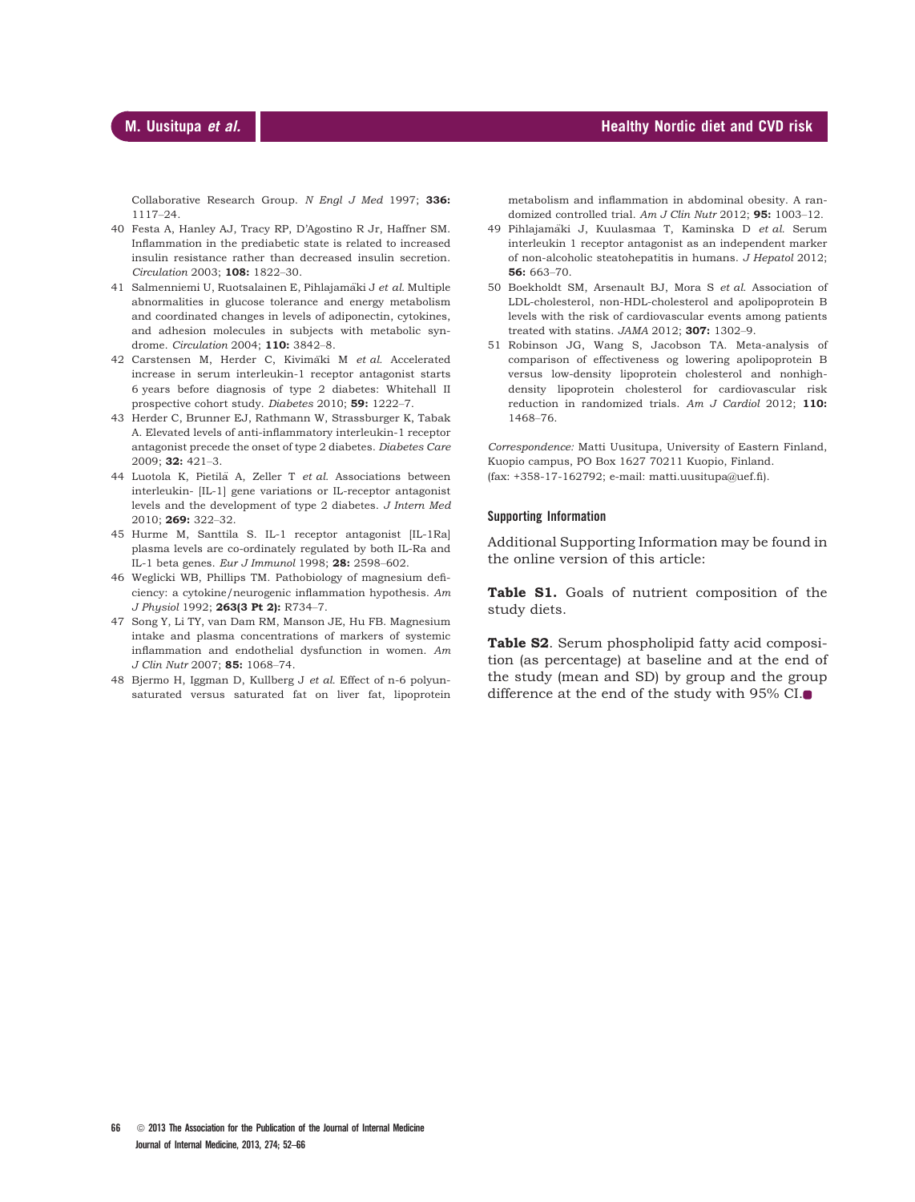Collaborative Research Group. *N Engl J Med* 1997; **336:** 1117–24.

40 Festa A, Hanley AJ, Tracy RP, D'Agostino R Jr, Haffner SM. Inflammation in the prediabetic state is related to increased insulin resistance rather than decreased insulin secretion. *Circulation* 2003; **108:** 1822–30.

41 Salmenniemi U, Ruotsalainen E, Pihlajamäki J *et al.* Multiple abnormalities in glucose tolerance and energy metabolism and coordinated changes in levels of adiponectin, cytokines, and adhesion molecules in subjects with metabolic syndrome. *Circulation* 2004; **110:** 3842–8.

42 Carstensen M, Herder C, Kivimäki M *et al.* Accelerated increase in serum interleukin-1 receptor antagonist starts 6 years before diagnosis of type 2 diabetes: Whitehall II prospective cohort study. *Diabetes* 2010; **59:** 1222–7.

43 Herder C, Brunner EJ, Rathmann W, Strassburger K, Tabak A. Elevated levels of anti-inflammatory interleukin-1 receptor antagonist precede the onset of type 2 diabetes. *Diabetes Care* 2009; **32:** 421–3.

44 Luotola K, Pietilä A, Zeller T *et al.* Associations between interleukin- [IL-1] gene variations or IL-receptor antagonist levels and the development of type 2 diabetes. *J Intern Med* 2010; **269:** 322–32.

45 Hurme M, Santtila S. IL-1 receptor antagonist [IL-1Ra] plasma levels are co-ordinately regulated by both IL-Ra and IL-1 beta genes. *Eur J Immunol* 1998; **28:** 2598–602.

46 Weglicki WB, Phillips TM. Pathobiology of magnesium deficiency: a cytokine/neurogenic inflammation hypothesis. *Am J Physiol* 1992; **263(3 Pt 2):** R734–7.

47 Song Y, Li TY, van Dam RM, Manson JE, Hu FB. Magnesium intake and plasma concentrations of markers of systemic inflammation and endothelial dysfunction in women. *Am J Clin Nutr* 2007; **85:** 1068–74.

48 Bjermo H, Iggman D, Kullberg J *et al.* Effect of n-6 polyunsaturated versus saturated fat on liver fat, lipoprotein metabolism and inflammation in abdominal obesity. A randomized controlled trial. *Am J Clin Nutr* 2012; **95:** 1003–12.

49 Pihlajamäki J, Kuulasmaa T, Kaminska D *et al.* Serum interleukin 1 receptor antagonist as an independent marker of non-alcoholic steatohepatitis in humans. *J Hepatol* 2012; **56:** 663–70.

50 Boekholdt SM, Arsenault BJ, Mora S *et al.* Association of LDL-cholesterol, non-HDL-cholesterol and apolipoprotein B levels with the risk of cardiovascular events among patients treated with statins. *JAMA* 2012; **307:** 1302–9.

51 Robinson JG, Wang S, Jacobson TA. Meta-analysis of comparison of effectiveness og lowering apolipoprotein B versus low-density lipoprotein cholesterol and nonhigh-density lipoprotein cholesterol for cardiovascular risk reduction in randomized trials. *Am J Cardiol* 2012; **110:** 1468–76.

*Correspondence:* Matti Uusitupa, University of Eastern Finland, Kuopio campus, PO Box 1627 70211 Kuopio, Finland. (fax: +358-17-162792; e-mail: matti.uusitupa@uef.fi).

## Supporting Information

Additional Supporting Information may be found in the online version of this article:

**Table S1.** Goals of nutrient composition of the study diets.

**Table S2**. Serum phospholipid fatty acid composition (as percentage) at baseline and at the end of the study (mean and SD) by group and the group difference at the end of the study with 95% CI.